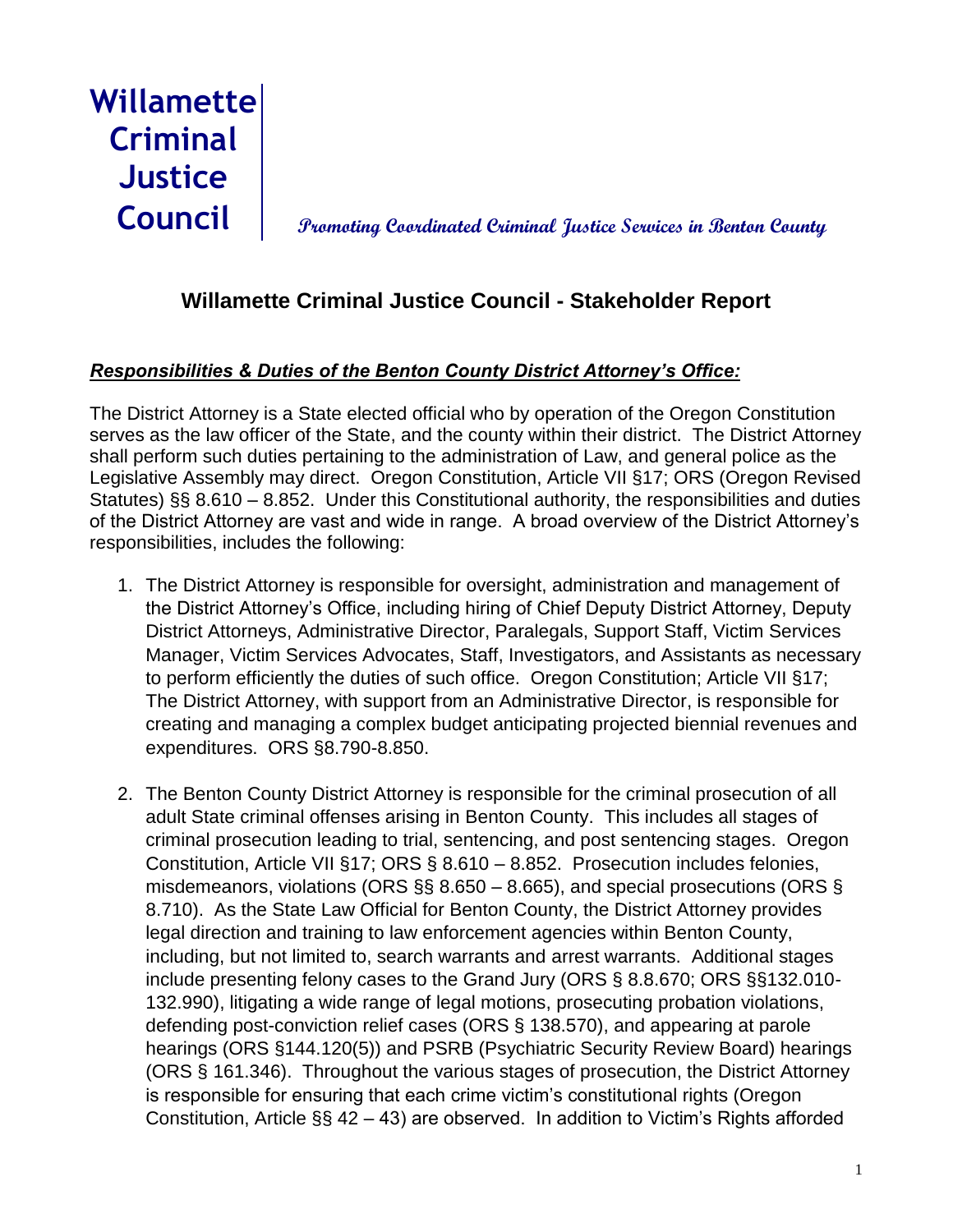**Willamette Criminal Justice Council**

*Promoting Coordinated Criminal Justice Services in Benton County*

## Willamette Criminal Justice Council - Stakeholder Report

### ***Responsibilities & Duties of the Benton County District Attorney's Office:***

The District Attorney is a State elected official who by operation of the Oregon Constitution serves as the law officer of the State, and the county within their district. The District Attorney shall perform such duties pertaining to the administration of Law, and general police as the Legislative Assembly may direct. Oregon Constitution, Article VII §17; ORS (Oregon Revised Statutes) §§ 8.610 – 8.852. Under this Constitutional authority, the responsibilities and duties of the District Attorney are vast and wide in range. A broad overview of the District Attorney's responsibilities, includes the following:

1. The District Attorney is responsible for oversight, administration and management of the District Attorney's Office, including hiring of Chief Deputy District Attorney, Deputy District Attorneys, Administrative Director, Paralegals, Support Staff, Victim Services Manager, Victim Services Advocates, Staff, Investigators, and Assistants as necessary to perform efficiently the duties of such office. Oregon Constitution; Article VII §17; The District Attorney, with support from an Administrative Director, is responsible for creating and managing a complex budget anticipating projected biennial revenues and expenditures. ORS §8.790-8.850.

2. The Benton County District Attorney is responsible for the criminal prosecution of all adult State criminal offenses arising in Benton County. This includes all stages of criminal prosecution leading to trial, sentencing, and post sentencing stages. Oregon Constitution, Article VII §17; ORS § 8.610 – 8.852. Prosecution includes felonies, misdemeanors, violations (ORS §§ 8.650 – 8.665), and special prosecutions (ORS § 8.710). As the State Law Official for Benton County, the District Attorney provides legal direction and training to law enforcement agencies within Benton County, including, but not limited to, search warrants and arrest warrants. Additional stages include presenting felony cases to the Grand Jury (ORS § 8.8.670; ORS §§132.010-132.990), litigating a wide range of legal motions, prosecuting probation violations, defending post-conviction relief cases (ORS § 138.570), and appearing at parole hearings (ORS §144.120(5)) and PSRB (Psychiatric Security Review Board) hearings (ORS § 161.346). Throughout the various stages of prosecution, the District Attorney is responsible for ensuring that each crime victim's constitutional rights (Oregon Constitution, Article §§ 42 – 43) are observed. In addition to Victim's Rights afforded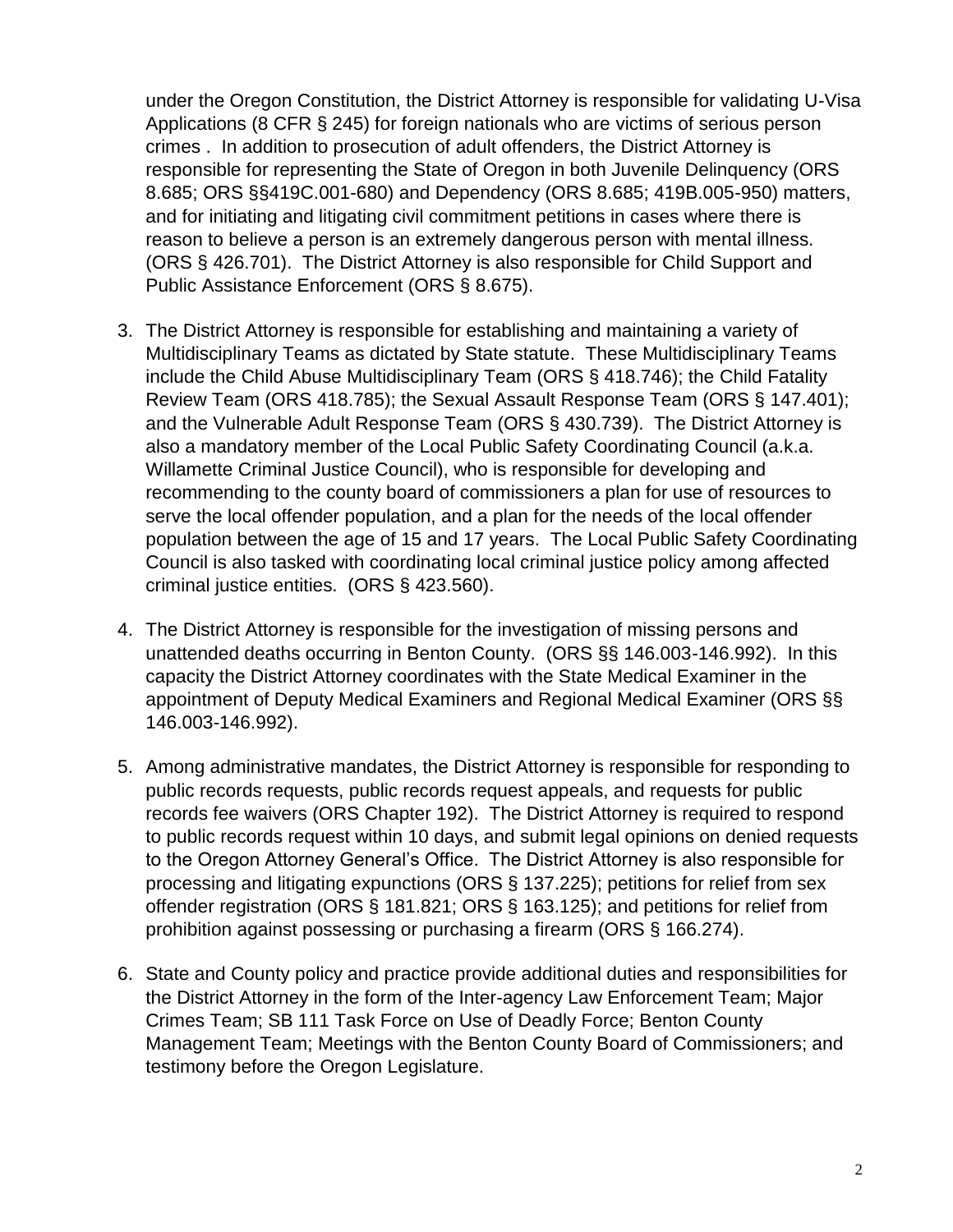under the Oregon Constitution, the District Attorney is responsible for validating U-Visa Applications (8 CFR § 245) for foreign nationals who are victims of serious person crimes . In addition to prosecution of adult offenders, the District Attorney is responsible for representing the State of Oregon in both Juvenile Delinquency (ORS 8.685; ORS §§419C.001-680) and Dependency (ORS 8.685; 419B.005-950) matters, and for initiating and litigating civil commitment petitions in cases where there is reason to believe a person is an extremely dangerous person with mental illness. (ORS § 426.701). The District Attorney is also responsible for Child Support and Public Assistance Enforcement (ORS § 8.675).

3. The District Attorney is responsible for establishing and maintaining a variety of Multidisciplinary Teams as dictated by State statute. These Multidisciplinary Teams include the Child Abuse Multidisciplinary Team (ORS § 418.746); the Child Fatality Review Team (ORS 418.785); the Sexual Assault Response Team (ORS § 147.401); and the Vulnerable Adult Response Team (ORS § 430.739). The District Attorney is also a mandatory member of the Local Public Safety Coordinating Council (a.k.a. Willamette Criminal Justice Council), who is responsible for developing and recommending to the county board of commissioners a plan for use of resources to serve the local offender population, and a plan for the needs of the local offender population between the age of 15 and 17 years. The Local Public Safety Coordinating Council is also tasked with coordinating local criminal justice policy among affected criminal justice entities. (ORS § 423.560).

4. The District Attorney is responsible for the investigation of missing persons and unattended deaths occurring in Benton County. (ORS §§ 146.003-146.992). In this capacity the District Attorney coordinates with the State Medical Examiner in the appointment of Deputy Medical Examiners and Regional Medical Examiner (ORS §§ 146.003-146.992).

5. Among administrative mandates, the District Attorney is responsible for responding to public records requests, public records request appeals, and requests for public records fee waivers (ORS Chapter 192). The District Attorney is required to respond to public records request within 10 days, and submit legal opinions on denied requests to the Oregon Attorney General's Office. The District Attorney is also responsible for processing and litigating expunctions (ORS § 137.225); petitions for relief from sex offender registration (ORS § 181.821; ORS § 163.125); and petitions for relief from prohibition against possessing or purchasing a firearm (ORS § 166.274).

6. State and County policy and practice provide additional duties and responsibilities for the District Attorney in the form of the Inter-agency Law Enforcement Team; Major Crimes Team; SB 111 Task Force on Use of Deadly Force; Benton County Management Team; Meetings with the Benton County Board of Commissioners; and testimony before the Oregon Legislature.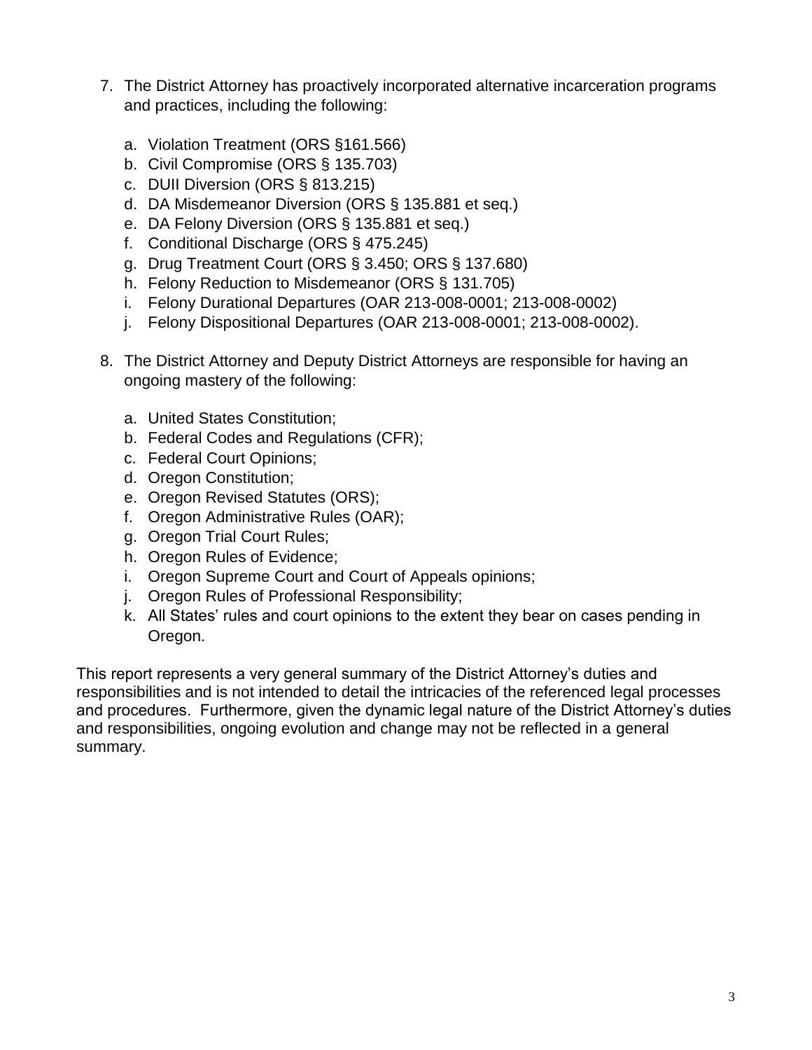7. The District Attorney has proactively incorporated alternative incarceration programs and practices, including the following:

   a. Violation Treatment (ORS §161.566)
   b. Civil Compromise (ORS § 135.703)
   c. DUII Diversion (ORS § 813.215)
   d. DA Misdemeanor Diversion (ORS § 135.881 et seq.)
   e. DA Felony Diversion (ORS § 135.881 et seq.)
   f. Conditional Discharge (ORS § 475.245)
   g. Drug Treatment Court (ORS § 3.450; ORS § 137.680)
   h. Felony Reduction to Misdemeanor (ORS § 131.705)
   i. Felony Durational Departures (OAR 213-008-0001; 213-008-0002)
   j. Felony Dispositional Departures (OAR 213-008-0001; 213-008-0002).

8. The District Attorney and Deputy District Attorneys are responsible for having an ongoing mastery of the following:

   a. United States Constitution;
   b. Federal Codes and Regulations (CFR);
   c. Federal Court Opinions;
   d. Oregon Constitution;
   e. Oregon Revised Statutes (ORS);
   f. Oregon Administrative Rules (OAR);
   g. Oregon Trial Court Rules;
   h. Oregon Rules of Evidence;
   i. Oregon Supreme Court and Court of Appeals opinions;
   j. Oregon Rules of Professional Responsibility;
   k. All States' rules and court opinions to the extent they bear on cases pending in Oregon.

This report represents a very general summary of the District Attorney's duties and responsibilities and is not intended to detail the intricacies of the referenced legal processes and procedures. Furthermore, given the dynamic legal nature of the District Attorney's duties and responsibilities, ongoing evolution and change may not be reflected in a general summary.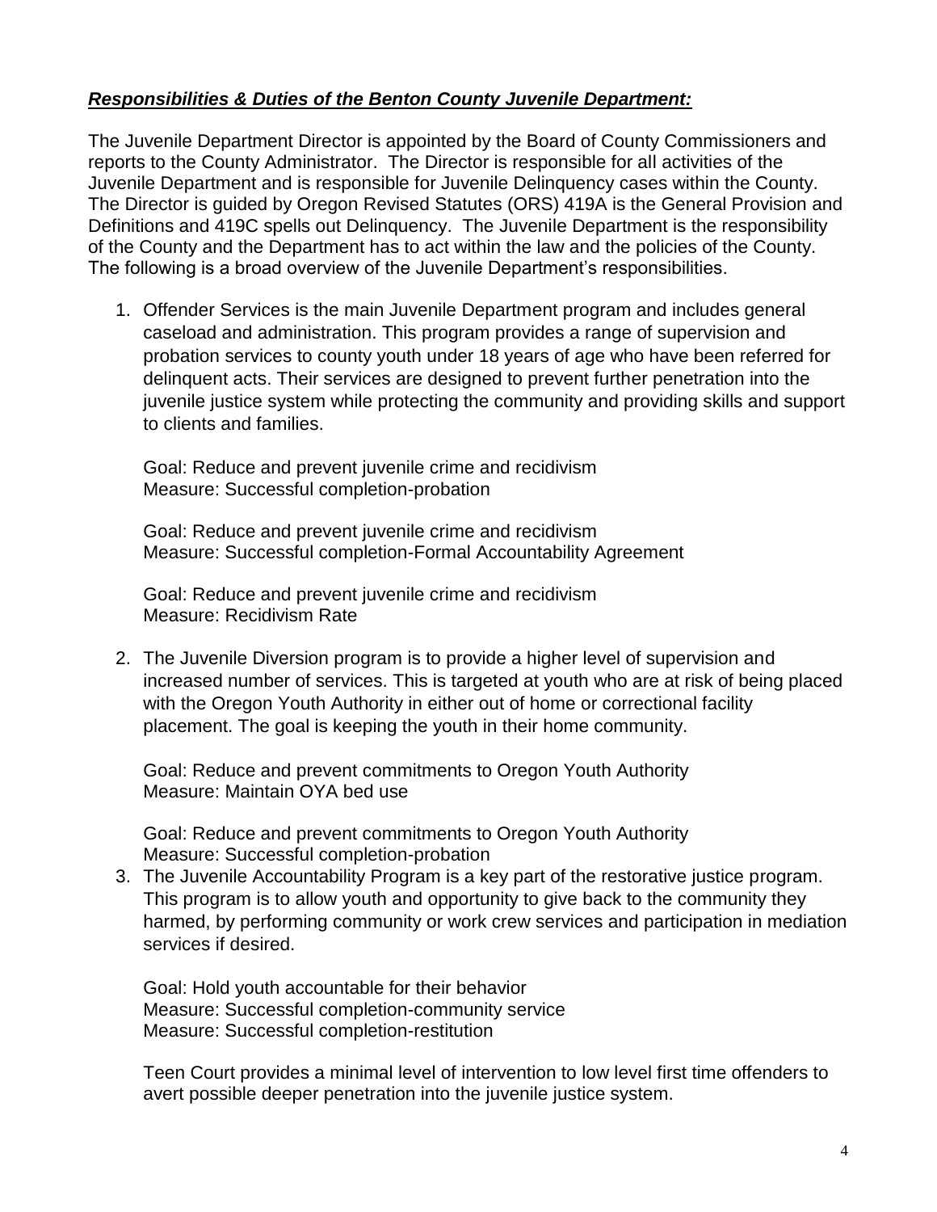***Responsibilities & Duties of the Benton County Juvenile Department:***

The Juvenile Department Director is appointed by the Board of County Commissioners and reports to the County Administrator. The Director is responsible for all activities of the Juvenile Department and is responsible for Juvenile Delinquency cases within the County. The Director is guided by Oregon Revised Statutes (ORS) 419A is the General Provision and Definitions and 419C spells out Delinquency. The Juvenile Department is the responsibility of the County and the Department has to act within the law and the policies of the County. The following is a broad overview of the Juvenile Department's responsibilities.

1. Offender Services is the main Juvenile Department program and includes general caseload and administration. This program provides a range of supervision and probation services to county youth under 18 years of age who have been referred for delinquent acts. Their services are designed to prevent further penetration into the juvenile justice system while protecting the community and providing skills and support to clients and families.

   Goal: Reduce and prevent juvenile crime and recidivism
   Measure: Successful completion-probation

   Goal: Reduce and prevent juvenile crime and recidivism
   Measure: Successful completion-Formal Accountability Agreement

   Goal: Reduce and prevent juvenile crime and recidivism
   Measure: Recidivism Rate

2. The Juvenile Diversion program is to provide a higher level of supervision and increased number of services. This is targeted at youth who are at risk of being placed with the Oregon Youth Authority in either out of home or correctional facility placement. The goal is keeping the youth in their home community.

   Goal: Reduce and prevent commitments to Oregon Youth Authority
   Measure: Maintain OYA bed use

   Goal: Reduce and prevent commitments to Oregon Youth Authority
   Measure: Successful completion-probation

3. The Juvenile Accountability Program is a key part of the restorative justice program. This program is to allow youth and opportunity to give back to the community they harmed, by performing community or work crew services and participation in mediation services if desired.

   Goal: Hold youth accountable for their behavior
   Measure: Successful completion-community service
   Measure: Successful completion-restitution

   Teen Court provides a minimal level of intervention to low level first time offenders to avert possible deeper penetration into the juvenile justice system.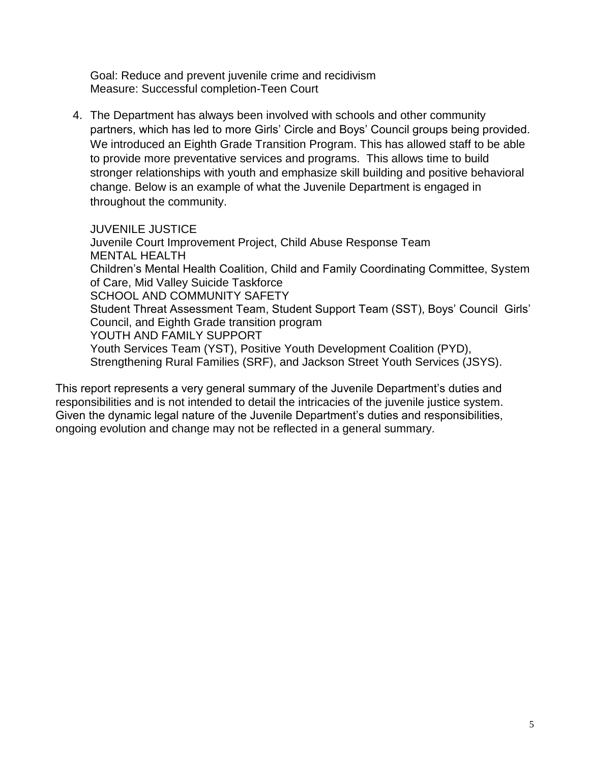Goal: Reduce and prevent juvenile crime and recidivism
Measure: Successful completion-Teen Court

4. The Department has always been involved with schools and other community partners, which has led to more Girls' Circle and Boys' Council groups being provided. We introduced an Eighth Grade Transition Program. This has allowed staff to be able to provide more preventative services and programs. This allows time to build stronger relationships with youth and emphasize skill building and positive behavioral change. Below is an example of what the Juvenile Department is engaged in throughout the community.

   JUVENILE JUSTICE
   Juvenile Court Improvement Project, Child Abuse Response Team
   MENTAL HEALTH
   Children's Mental Health Coalition, Child and Family Coordinating Committee, System of Care, Mid Valley Suicide Taskforce
   SCHOOL AND COMMUNITY SAFETY
   Student Threat Assessment Team, Student Support Team (SST), Boys' Council Girls' Council, and Eighth Grade transition program
   YOUTH AND FAMILY SUPPORT
   Youth Services Team (YST), Positive Youth Development Coalition (PYD), Strengthening Rural Families (SRF), and Jackson Street Youth Services (JSYS).

This report represents a very general summary of the Juvenile Department's duties and responsibilities and is not intended to detail the intricacies of the juvenile justice system. Given the dynamic legal nature of the Juvenile Department's duties and responsibilities, ongoing evolution and change may not be reflected in a general summary.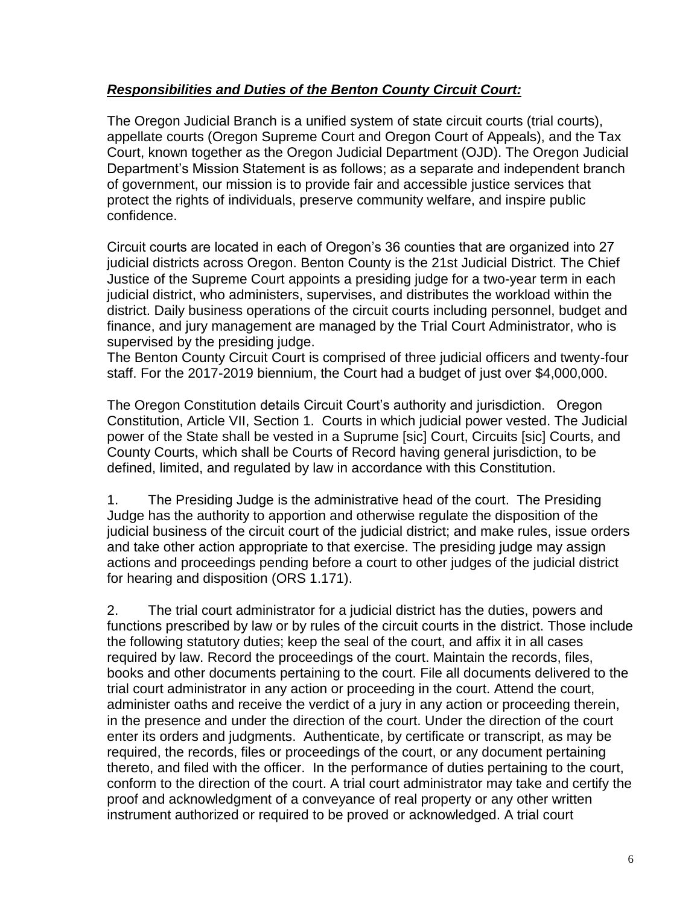***Responsibilities and Duties of the Benton County Circuit Court:***

The Oregon Judicial Branch is a unified system of state circuit courts (trial courts), appellate courts (Oregon Supreme Court and Oregon Court of Appeals), and the Tax Court, known together as the Oregon Judicial Department (OJD). The Oregon Judicial Department's Mission Statement is as follows; as a separate and independent branch of government, our mission is to provide fair and accessible justice services that protect the rights of individuals, preserve community welfare, and inspire public confidence.

Circuit courts are located in each of Oregon's 36 counties that are organized into 27 judicial districts across Oregon. Benton County is the 21st Judicial District. The Chief Justice of the Supreme Court appoints a presiding judge for a two-year term in each judicial district, who administers, supervises, and distributes the workload within the district. Daily business operations of the circuit courts including personnel, budget and finance, and jury management are managed by the Trial Court Administrator, who is supervised by the presiding judge.
The Benton County Circuit Court is comprised of three judicial officers and twenty-four staff. For the 2017-2019 biennium, the Court had a budget of just over $4,000,000.

The Oregon Constitution details Circuit Court's authority and jurisdiction. Oregon Constitution, Article VII, Section 1. Courts in which judicial power vested. The Judicial power of the State shall be vested in a Suprume [sic] Court, Circuits [sic] Courts, and County Courts, which shall be Courts of Record having general jurisdiction, to be defined, limited, and regulated by law in accordance with this Constitution.

1. The Presiding Judge is the administrative head of the court. The Presiding Judge has the authority to apportion and otherwise regulate the disposition of the judicial business of the circuit court of the judicial district; and make rules, issue orders and take other action appropriate to that exercise. The presiding judge may assign actions and proceedings pending before a court to other judges of the judicial district for hearing and disposition (ORS 1.171).

2. The trial court administrator for a judicial district has the duties, powers and functions prescribed by law or by rules of the circuit courts in the district. Those include the following statutory duties; keep the seal of the court, and affix it in all cases required by law. Record the proceedings of the court. Maintain the records, files, books and other documents pertaining to the court. File all documents delivered to the trial court administrator in any action or proceeding in the court. Attend the court, administer oaths and receive the verdict of a jury in any action or proceeding therein, in the presence and under the direction of the court. Under the direction of the court enter its orders and judgments. Authenticate, by certificate or transcript, as may be required, the records, files or proceedings of the court, or any document pertaining thereto, and filed with the officer. In the performance of duties pertaining to the court, conform to the direction of the court. A trial court administrator may take and certify the proof and acknowledgment of a conveyance of real property or any other written instrument authorized or required to be proved or acknowledged. A trial court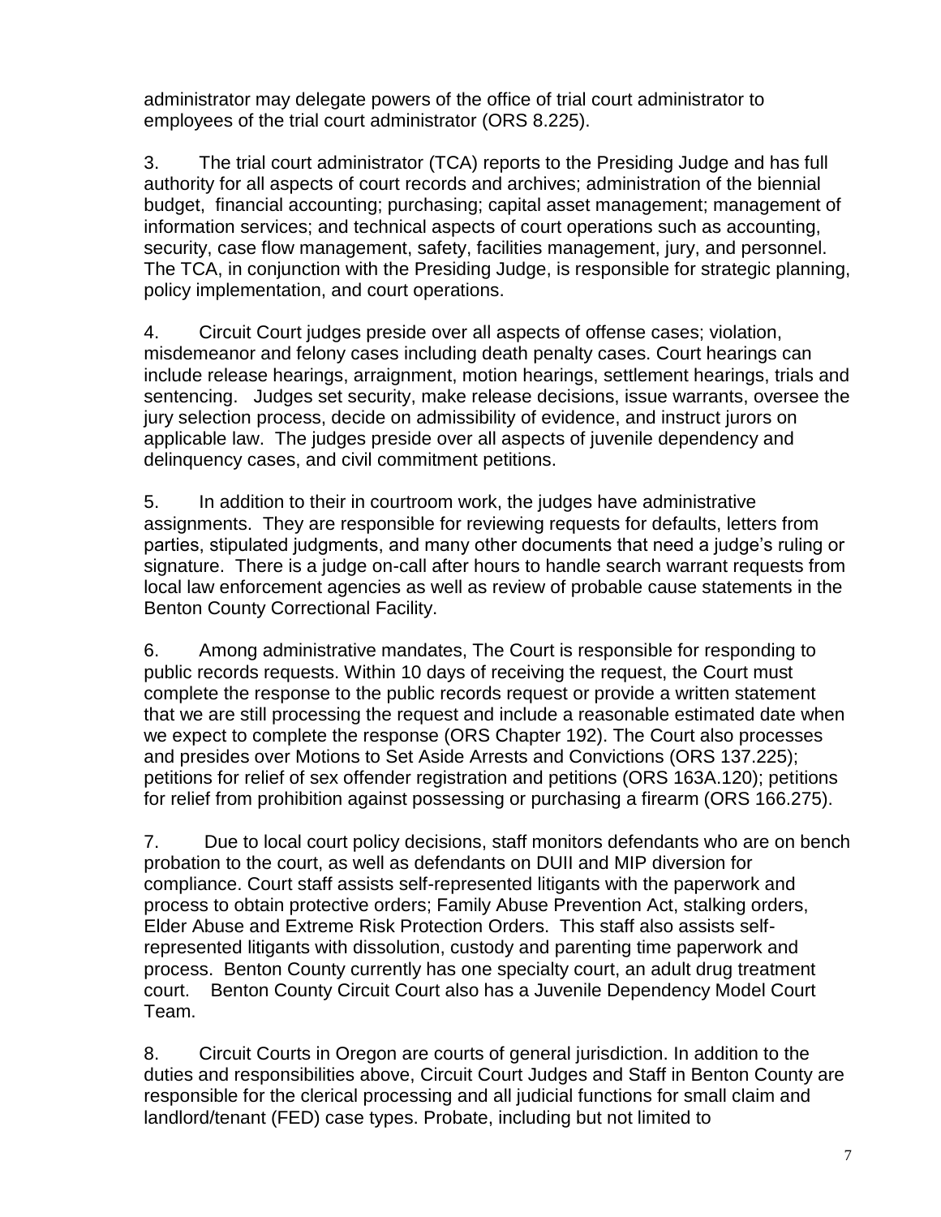administrator may delegate powers of the office of trial court administrator to employees of the trial court administrator (ORS 8.225).

3. The trial court administrator (TCA) reports to the Presiding Judge and has full authority for all aspects of court records and archives; administration of the biennial budget, financial accounting; purchasing; capital asset management; management of information services; and technical aspects of court operations such as accounting, security, case flow management, safety, facilities management, jury, and personnel. The TCA, in conjunction with the Presiding Judge, is responsible for strategic planning, policy implementation, and court operations.

4. Circuit Court judges preside over all aspects of offense cases; violation, misdemeanor and felony cases including death penalty cases. Court hearings can include release hearings, arraignment, motion hearings, settlement hearings, trials and sentencing. Judges set security, make release decisions, issue warrants, oversee the jury selection process, decide on admissibility of evidence, and instruct jurors on applicable law. The judges preside over all aspects of juvenile dependency and delinquency cases, and civil commitment petitions.

5. In addition to their in courtroom work, the judges have administrative assignments. They are responsible for reviewing requests for defaults, letters from parties, stipulated judgments, and many other documents that need a judge's ruling or signature. There is a judge on-call after hours to handle search warrant requests from local law enforcement agencies as well as review of probable cause statements in the Benton County Correctional Facility.

6. Among administrative mandates, The Court is responsible for responding to public records requests. Within 10 days of receiving the request, the Court must complete the response to the public records request or provide a written statement that we are still processing the request and include a reasonable estimated date when we expect to complete the response (ORS Chapter 192). The Court also processes and presides over Motions to Set Aside Arrests and Convictions (ORS 137.225); petitions for relief of sex offender registration and petitions (ORS 163A.120); petitions for relief from prohibition against possessing or purchasing a firearm (ORS 166.275).

7. Due to local court policy decisions, staff monitors defendants who are on bench probation to the court, as well as defendants on DUII and MIP diversion for compliance. Court staff assists self-represented litigants with the paperwork and process to obtain protective orders; Family Abuse Prevention Act, stalking orders, Elder Abuse and Extreme Risk Protection Orders. This staff also assists self-represented litigants with dissolution, custody and parenting time paperwork and process. Benton County currently has one specialty court, an adult drug treatment court. Benton County Circuit Court also has a Juvenile Dependency Model Court Team.

8. Circuit Courts in Oregon are courts of general jurisdiction. In addition to the duties and responsibilities above, Circuit Court Judges and Staff in Benton County are responsible for the clerical processing and all judicial functions for small claim and landlord/tenant (FED) case types. Probate, including but not limited to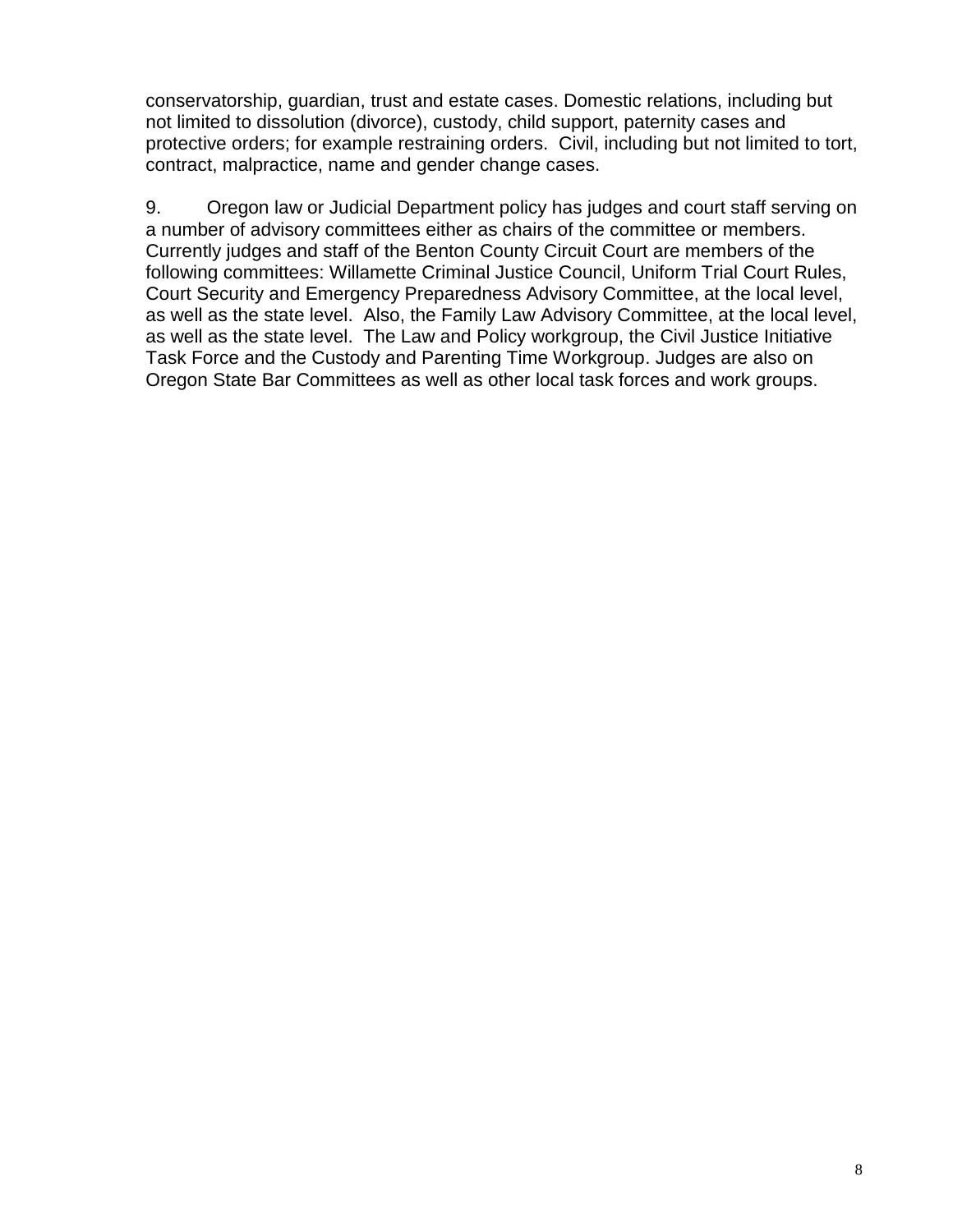conservatorship, guardian, trust and estate cases. Domestic relations, including but not limited to dissolution (divorce), custody, child support, paternity cases and protective orders; for example restraining orders. Civil, including but not limited to tort, contract, malpractice, name and gender change cases.

9. Oregon law or Judicial Department policy has judges and court staff serving on a number of advisory committees either as chairs of the committee or members. Currently judges and staff of the Benton County Circuit Court are members of the following committees: Willamette Criminal Justice Council, Uniform Trial Court Rules, Court Security and Emergency Preparedness Advisory Committee, at the local level, as well as the state level. Also, the Family Law Advisory Committee, at the local level, as well as the state level. The Law and Policy workgroup, the Civil Justice Initiative Task Force and the Custody and Parenting Time Workgroup. Judges are also on Oregon State Bar Committees as well as other local task forces and work groups.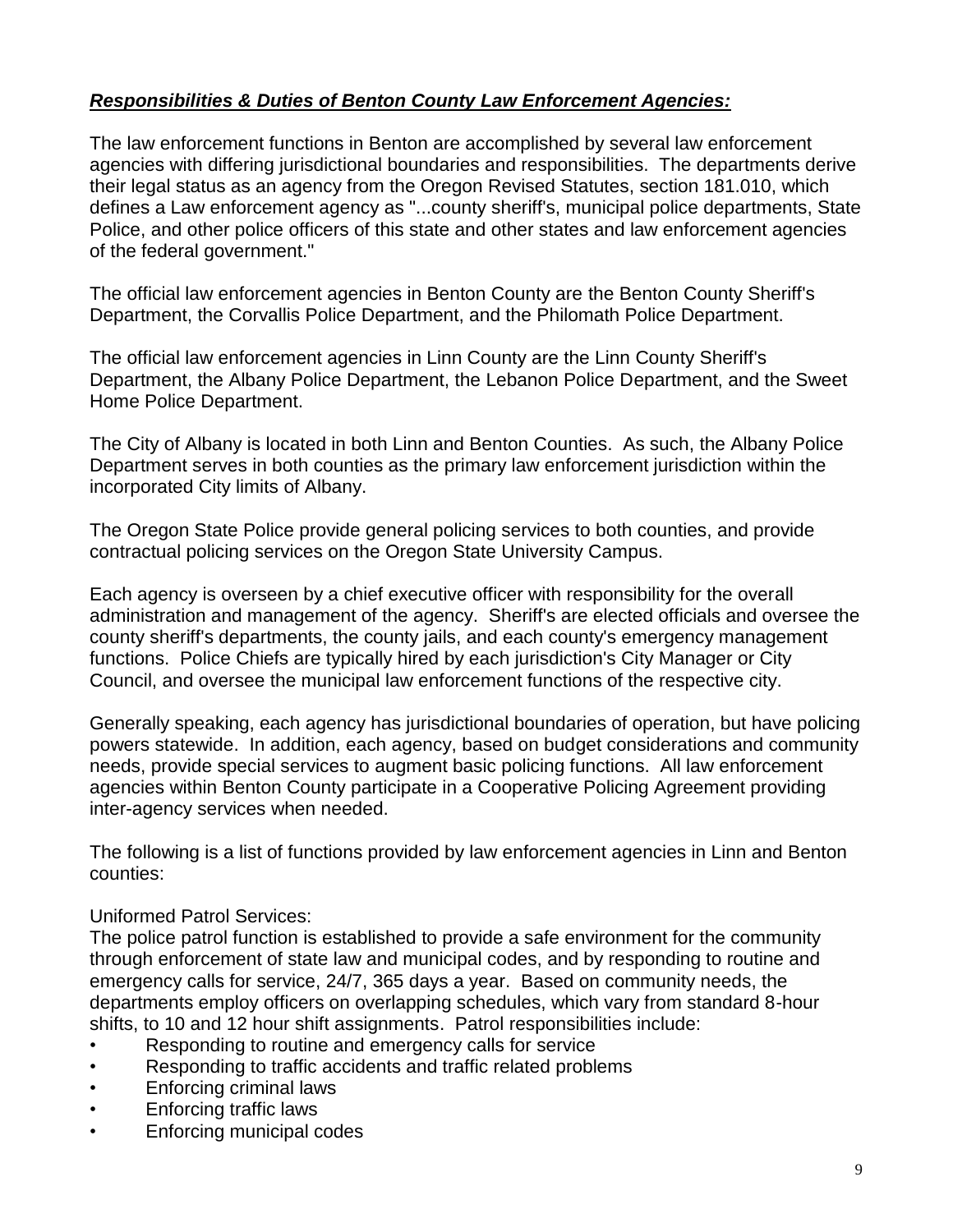***Responsibilities & Duties of Benton County Law Enforcement Agencies:***

The law enforcement functions in Benton are accomplished by several law enforcement agencies with differing jurisdictional boundaries and responsibilities. The departments derive their legal status as an agency from the Oregon Revised Statutes, section 181.010, which defines a Law enforcement agency as "...county sheriff's, municipal police departments, State Police, and other police officers of this state and other states and law enforcement agencies of the federal government."

The official law enforcement agencies in Benton County are the Benton County Sheriff's Department, the Corvallis Police Department, and the Philomath Police Department.

The official law enforcement agencies in Linn County are the Linn County Sheriff's Department, the Albany Police Department, the Lebanon Police Department, and the Sweet Home Police Department.

The City of Albany is located in both Linn and Benton Counties. As such, the Albany Police Department serves in both counties as the primary law enforcement jurisdiction within the incorporated City limits of Albany.

The Oregon State Police provide general policing services to both counties, and provide contractual policing services on the Oregon State University Campus.

Each agency is overseen by a chief executive officer with responsibility for the overall administration and management of the agency. Sheriff's are elected officials and oversee the county sheriff's departments, the county jails, and each county's emergency management functions. Police Chiefs are typically hired by each jurisdiction's City Manager or City Council, and oversee the municipal law enforcement functions of the respective city.

Generally speaking, each agency has jurisdictional boundaries of operation, but have policing powers statewide. In addition, each agency, based on budget considerations and community needs, provide special services to augment basic policing functions. All law enforcement agencies within Benton County participate in a Cooperative Policing Agreement providing inter-agency services when needed.

The following is a list of functions provided by law enforcement agencies in Linn and Benton counties:

Uniformed Patrol Services:
The police patrol function is established to provide a safe environment for the community through enforcement of state law and municipal codes, and by responding to routine and emergency calls for service, 24/7, 365 days a year. Based on community needs, the departments employ officers on overlapping schedules, which vary from standard 8-hour shifts, to 10 and 12 hour shift assignments. Patrol responsibilities include:

- Responding to routine and emergency calls for service
- Responding to traffic accidents and traffic related problems
- Enforcing criminal laws
- Enforcing traffic laws
- Enforcing municipal codes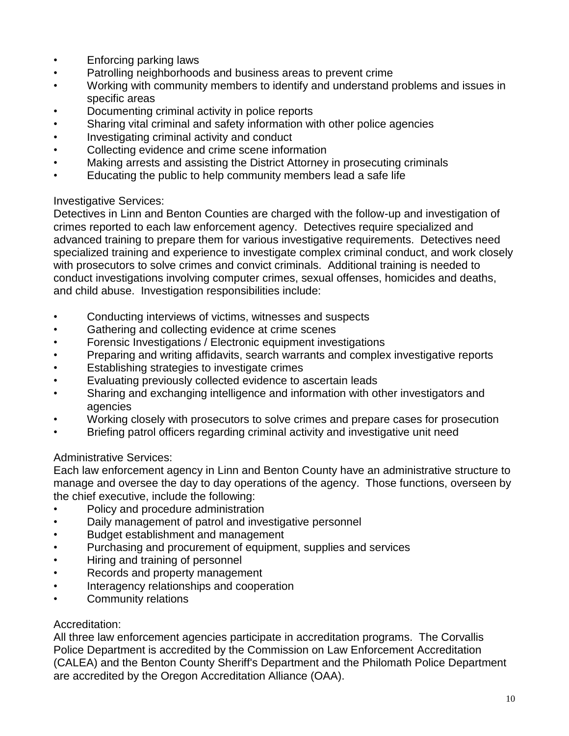- Enforcing parking laws
- Patrolling neighborhoods and business areas to prevent crime
- Working with community members to identify and understand problems and issues in specific areas
- Documenting criminal activity in police reports
- Sharing vital criminal and safety information with other police agencies
- Investigating criminal activity and conduct
- Collecting evidence and crime scene information
- Making arrests and assisting the District Attorney in prosecuting criminals
- Educating the public to help community members lead a safe life

Investigative Services:
Detectives in Linn and Benton Counties are charged with the follow-up and investigation of crimes reported to each law enforcement agency. Detectives require specialized and advanced training to prepare them for various investigative requirements. Detectives need specialized training and experience to investigate complex criminal conduct, and work closely with prosecutors to solve crimes and convict criminals. Additional training is needed to conduct investigations involving computer crimes, sexual offenses, homicides and deaths, and child abuse. Investigation responsibilities include:

- Conducting interviews of victims, witnesses and suspects
- Gathering and collecting evidence at crime scenes
- Forensic Investigations / Electronic equipment investigations
- Preparing and writing affidavits, search warrants and complex investigative reports
- Establishing strategies to investigate crimes
- Evaluating previously collected evidence to ascertain leads
- Sharing and exchanging intelligence and information with other investigators and agencies
- Working closely with prosecutors to solve crimes and prepare cases for prosecution
- Briefing patrol officers regarding criminal activity and investigative unit need

Administrative Services:
Each law enforcement agency in Linn and Benton County have an administrative structure to manage and oversee the day to day operations of the agency. Those functions, overseen by the chief executive, include the following:

- Policy and procedure administration
- Daily management of patrol and investigative personnel
- Budget establishment and management
- Purchasing and procurement of equipment, supplies and services
- Hiring and training of personnel
- Records and property management
- Interagency relationships and cooperation
- Community relations

Accreditation:
All three law enforcement agencies participate in accreditation programs. The Corvallis Police Department is accredited by the Commission on Law Enforcement Accreditation (CALEA) and the Benton County Sheriff's Department and the Philomath Police Department are accredited by the Oregon Accreditation Alliance (OAA).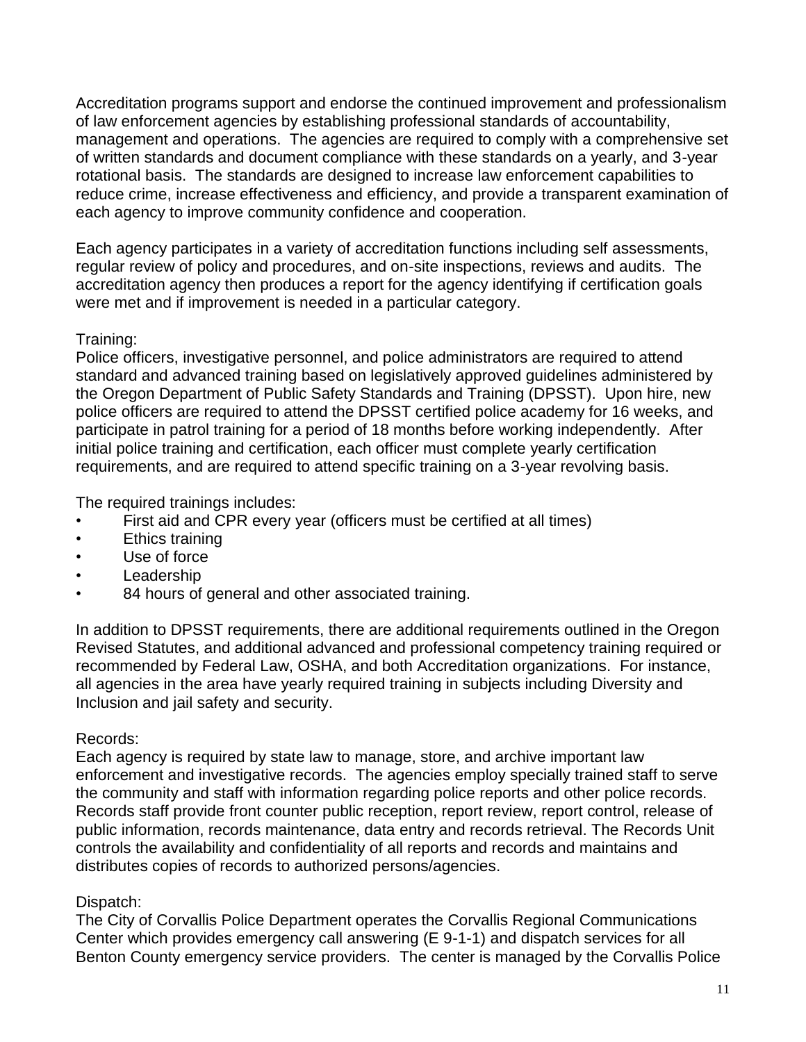Accreditation programs support and endorse the continued improvement and professionalism of law enforcement agencies by establishing professional standards of accountability, management and operations. The agencies are required to comply with a comprehensive set of written standards and document compliance with these standards on a yearly, and 3-year rotational basis. The standards are designed to increase law enforcement capabilities to reduce crime, increase effectiveness and efficiency, and provide a transparent examination of each agency to improve community confidence and cooperation.

Each agency participates in a variety of accreditation functions including self assessments, regular review of policy and procedures, and on-site inspections, reviews and audits. The accreditation agency then produces a report for the agency identifying if certification goals were met and if improvement is needed in a particular category.

Training:
Police officers, investigative personnel, and police administrators are required to attend standard and advanced training based on legislatively approved guidelines administered by the Oregon Department of Public Safety Standards and Training (DPSST). Upon hire, new police officers are required to attend the DPSST certified police academy for 16 weeks, and participate in patrol training for a period of 18 months before working independently. After initial police training and certification, each officer must complete yearly certification requirements, and are required to attend specific training on a 3-year revolving basis.

The required trainings includes:

- First aid and CPR every year (officers must be certified at all times)
- Ethics training
- Use of force
- Leadership
- 84 hours of general and other associated training.

In addition to DPSST requirements, there are additional requirements outlined in the Oregon Revised Statutes, and additional advanced and professional competency training required or recommended by Federal Law, OSHA, and both Accreditation organizations. For instance, all agencies in the area have yearly required training in subjects including Diversity and Inclusion and jail safety and security.

Records:
Each agency is required by state law to manage, store, and archive important law enforcement and investigative records. The agencies employ specially trained staff to serve the community and staff with information regarding police reports and other police records. Records staff provide front counter public reception, report review, report control, release of public information, records maintenance, data entry and records retrieval. The Records Unit controls the availability and confidentiality of all reports and records and maintains and distributes copies of records to authorized persons/agencies.

Dispatch:
The City of Corvallis Police Department operates the Corvallis Regional Communications Center which provides emergency call answering (E 9-1-1) and dispatch services for all Benton County emergency service providers. The center is managed by the Corvallis Police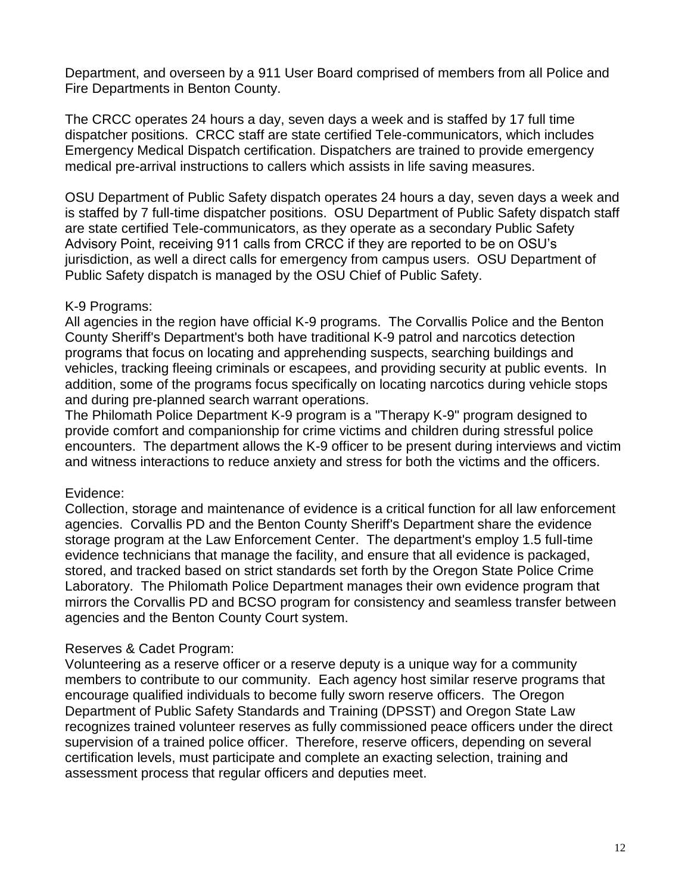Department, and overseen by a 911 User Board comprised of members from all Police and Fire Departments in Benton County.

The CRCC operates 24 hours a day, seven days a week and is staffed by 17 full time dispatcher positions. CRCC staff are state certified Tele-communicators, which includes Emergency Medical Dispatch certification. Dispatchers are trained to provide emergency medical pre-arrival instructions to callers which assists in life saving measures.

OSU Department of Public Safety dispatch operates 24 hours a day, seven days a week and is staffed by 7 full-time dispatcher positions. OSU Department of Public Safety dispatch staff are state certified Tele-communicators, as they operate as a secondary Public Safety Advisory Point, receiving 911 calls from CRCC if they are reported to be on OSU's jurisdiction, as well a direct calls for emergency from campus users. OSU Department of Public Safety dispatch is managed by the OSU Chief of Public Safety.

K-9 Programs:
All agencies in the region have official K-9 programs. The Corvallis Police and the Benton County Sheriff's Department's both have traditional K-9 patrol and narcotics detection programs that focus on locating and apprehending suspects, searching buildings and vehicles, tracking fleeing criminals or escapees, and providing security at public events. In addition, some of the programs focus specifically on locating narcotics during vehicle stops and during pre-planned search warrant operations.
The Philomath Police Department K-9 program is a "Therapy K-9" program designed to provide comfort and companionship for crime victims and children during stressful police encounters. The department allows the K-9 officer to be present during interviews and victim and witness interactions to reduce anxiety and stress for both the victims and the officers.

Evidence:
Collection, storage and maintenance of evidence is a critical function for all law enforcement agencies. Corvallis PD and the Benton County Sheriff's Department share the evidence storage program at the Law Enforcement Center. The department's employ 1.5 full-time evidence technicians that manage the facility, and ensure that all evidence is packaged, stored, and tracked based on strict standards set forth by the Oregon State Police Crime Laboratory. The Philomath Police Department manages their own evidence program that mirrors the Corvallis PD and BCSO program for consistency and seamless transfer between agencies and the Benton County Court system.

Reserves & Cadet Program:
Volunteering as a reserve officer or a reserve deputy is a unique way for a community members to contribute to our community. Each agency host similar reserve programs that encourage qualified individuals to become fully sworn reserve officers. The Oregon Department of Public Safety Standards and Training (DPSST) and Oregon State Law recognizes trained volunteer reserves as fully commissioned peace officers under the direct supervision of a trained police officer. Therefore, reserve officers, depending on several certification levels, must participate and complete an exacting selection, training and assessment process that regular officers and deputies meet.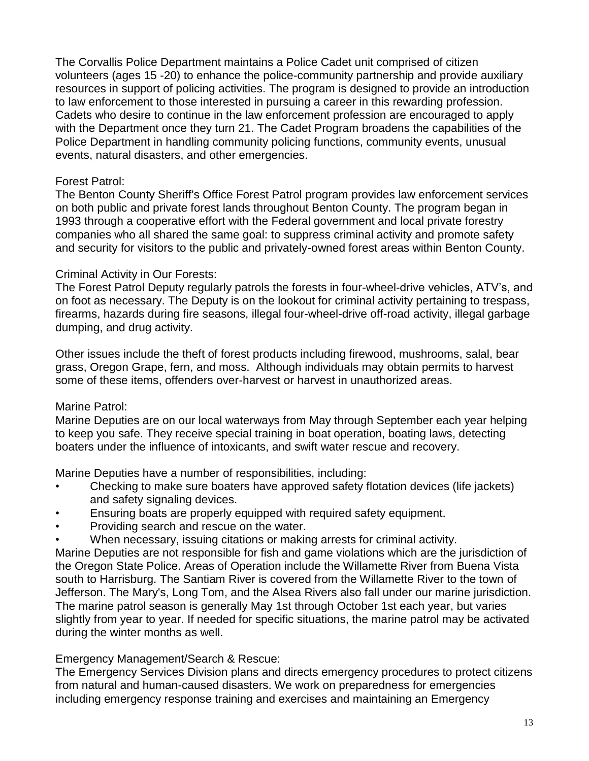The Corvallis Police Department maintains a Police Cadet unit comprised of citizen volunteers (ages 15 -20) to enhance the police-community partnership and provide auxiliary resources in support of policing activities. The program is designed to provide an introduction to law enforcement to those interested in pursuing a career in this rewarding profession. Cadets who desire to continue in the law enforcement profession are encouraged to apply with the Department once they turn 21. The Cadet Program broadens the capabilities of the Police Department in handling community policing functions, community events, unusual events, natural disasters, and other emergencies.

Forest Patrol:
The Benton County Sheriff's Office Forest Patrol program provides law enforcement services on both public and private forest lands throughout Benton County. The program began in 1993 through a cooperative effort with the Federal government and local private forestry companies who all shared the same goal: to suppress criminal activity and promote safety and security for visitors to the public and privately-owned forest areas within Benton County.

Criminal Activity in Our Forests:
The Forest Patrol Deputy regularly patrols the forests in four-wheel-drive vehicles, ATV's, and on foot as necessary. The Deputy is on the lookout for criminal activity pertaining to trespass, firearms, hazards during fire seasons, illegal four-wheel-drive off-road activity, illegal garbage dumping, and drug activity.

Other issues include the theft of forest products including firewood, mushrooms, salal, bear grass, Oregon Grape, fern, and moss. Although individuals may obtain permits to harvest some of these items, offenders over-harvest or harvest in unauthorized areas.

Marine Patrol:
Marine Deputies are on our local waterways from May through September each year helping to keep you safe. They receive special training in boat operation, boating laws, detecting boaters under the influence of intoxicants, and swift water rescue and recovery.

Marine Deputies have a number of responsibilities, including:

- Checking to make sure boaters have approved safety flotation devices (life jackets) and safety signaling devices.
- Ensuring boats are properly equipped with required safety equipment.
- Providing search and rescue on the water.
- When necessary, issuing citations or making arrests for criminal activity.

Marine Deputies are not responsible for fish and game violations which are the jurisdiction of the Oregon State Police. Areas of Operation include the Willamette River from Buena Vista south to Harrisburg. The Santiam River is covered from the Willamette River to the town of Jefferson. The Mary's, Long Tom, and the Alsea Rivers also fall under our marine jurisdiction. The marine patrol season is generally May 1st through October 1st each year, but varies slightly from year to year. If needed for specific situations, the marine patrol may be activated during the winter months as well.

Emergency Management/Search & Rescue:
The Emergency Services Division plans and directs emergency procedures to protect citizens from natural and human-caused disasters. We work on preparedness for emergencies including emergency response training and exercises and maintaining an Emergency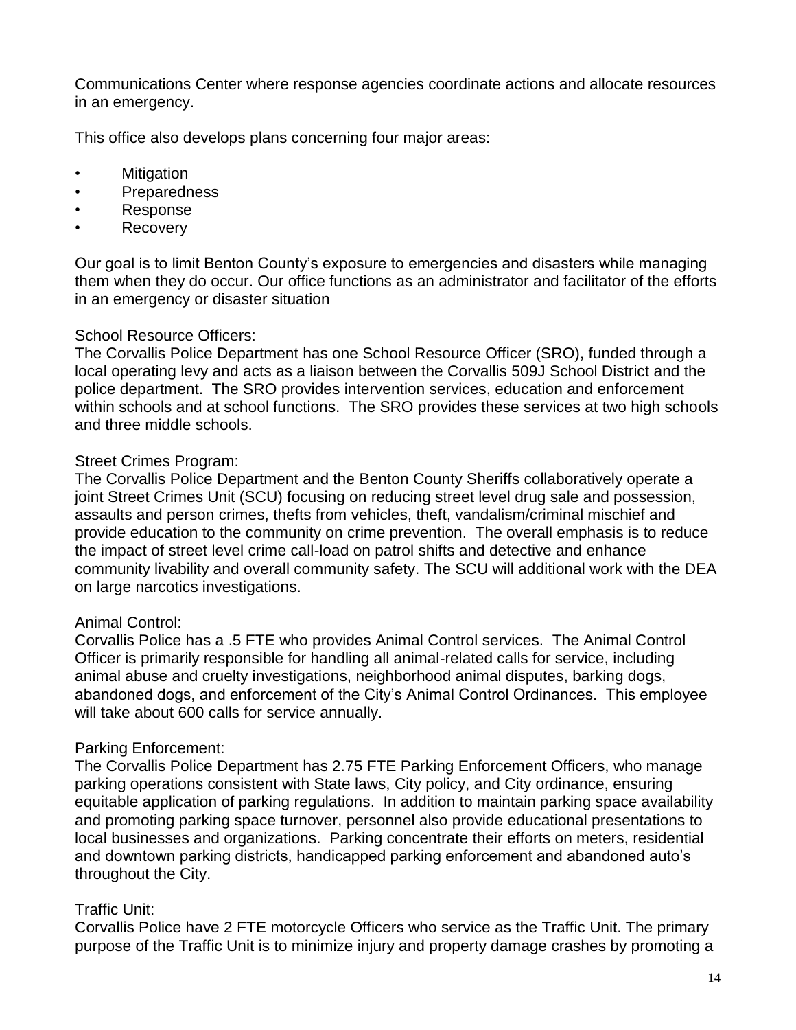Communications Center where response agencies coordinate actions and allocate resources in an emergency.

This office also develops plans concerning four major areas:

- Mitigation
- Preparedness
- Response
- Recovery

Our goal is to limit Benton County's exposure to emergencies and disasters while managing them when they do occur. Our office functions as an administrator and facilitator of the efforts in an emergency or disaster situation

School Resource Officers:
The Corvallis Police Department has one School Resource Officer (SRO), funded through a local operating levy and acts as a liaison between the Corvallis 509J School District and the police department. The SRO provides intervention services, education and enforcement within schools and at school functions. The SRO provides these services at two high schools and three middle schools.

Street Crimes Program:
The Corvallis Police Department and the Benton County Sheriffs collaboratively operate a joint Street Crimes Unit (SCU) focusing on reducing street level drug sale and possession, assaults and person crimes, thefts from vehicles, theft, vandalism/criminal mischief and provide education to the community on crime prevention. The overall emphasis is to reduce the impact of street level crime call-load on patrol shifts and detective and enhance community livability and overall community safety. The SCU will additional work with the DEA on large narcotics investigations.

Animal Control:
Corvallis Police has a .5 FTE who provides Animal Control services. The Animal Control Officer is primarily responsible for handling all animal-related calls for service, including animal abuse and cruelty investigations, neighborhood animal disputes, barking dogs, abandoned dogs, and enforcement of the City's Animal Control Ordinances. This employee will take about 600 calls for service annually.

Parking Enforcement:
The Corvallis Police Department has 2.75 FTE Parking Enforcement Officers, who manage parking operations consistent with State laws, City policy, and City ordinance, ensuring equitable application of parking regulations. In addition to maintain parking space availability and promoting parking space turnover, personnel also provide educational presentations to local businesses and organizations. Parking concentrate their efforts on meters, residential and downtown parking districts, handicapped parking enforcement and abandoned auto's throughout the City.

Traffic Unit:
Corvallis Police have 2 FTE motorcycle Officers who service as the Traffic Unit. The primary purpose of the Traffic Unit is to minimize injury and property damage crashes by promoting a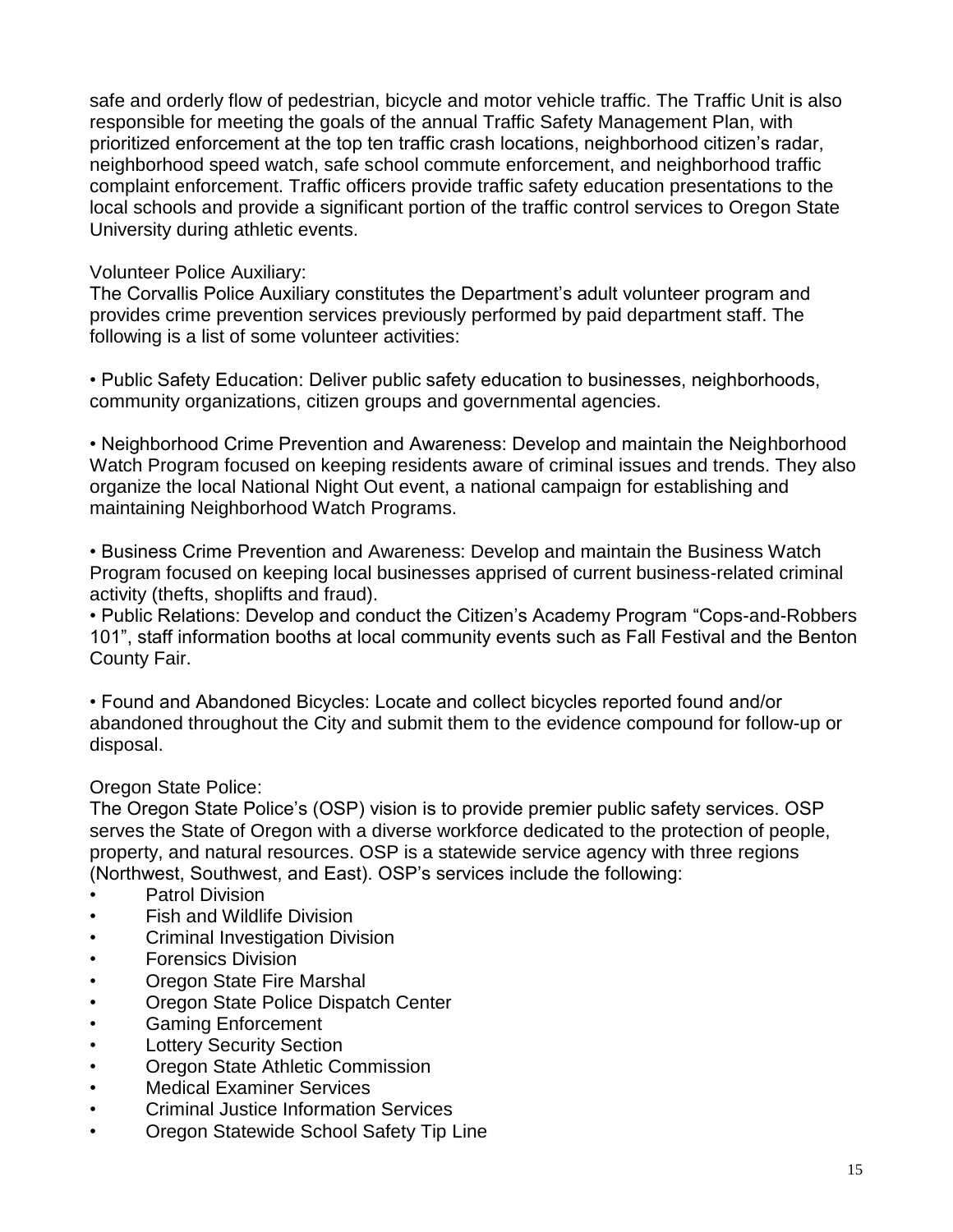safe and orderly flow of pedestrian, bicycle and motor vehicle traffic. The Traffic Unit is also responsible for meeting the goals of the annual Traffic Safety Management Plan, with prioritized enforcement at the top ten traffic crash locations, neighborhood citizen's radar, neighborhood speed watch, safe school commute enforcement, and neighborhood traffic complaint enforcement. Traffic officers provide traffic safety education presentations to the local schools and provide a significant portion of the traffic control services to Oregon State University during athletic events.

Volunteer Police Auxiliary:

The Corvallis Police Auxiliary constitutes the Department's adult volunteer program and provides crime prevention services previously performed by paid department staff. The following is a list of some volunteer activities:

- Public Safety Education: Deliver public safety education to businesses, neighborhoods, community organizations, citizen groups and governmental agencies.

- Neighborhood Crime Prevention and Awareness: Develop and maintain the Neighborhood Watch Program focused on keeping residents aware of criminal issues and trends. They also organize the local National Night Out event, a national campaign for establishing and maintaining Neighborhood Watch Programs.

- Business Crime Prevention and Awareness: Develop and maintain the Business Watch Program focused on keeping local businesses apprised of current business-related criminal activity (thefts, shoplifts and fraud).
- Public Relations: Develop and conduct the Citizen's Academy Program "Cops-and-Robbers 101", staff information booths at local community events such as Fall Festival and the Benton County Fair.

- Found and Abandoned Bicycles: Locate and collect bicycles reported found and/or abandoned throughout the City and submit them to the evidence compound for follow-up or disposal.

Oregon State Police:

The Oregon State Police's (OSP) vision is to provide premier public safety services. OSP serves the State of Oregon with a diverse workforce dedicated to the protection of people, property, and natural resources. OSP is a statewide service agency with three regions (Northwest, Southwest, and East). OSP's services include the following:

- Patrol Division
- Fish and Wildlife Division
- Criminal Investigation Division
- Forensics Division
- Oregon State Fire Marshal
- Oregon State Police Dispatch Center
- Gaming Enforcement
- Lottery Security Section
- Oregon State Athletic Commission
- Medical Examiner Services
- Criminal Justice Information Services
- Oregon Statewide School Safety Tip Line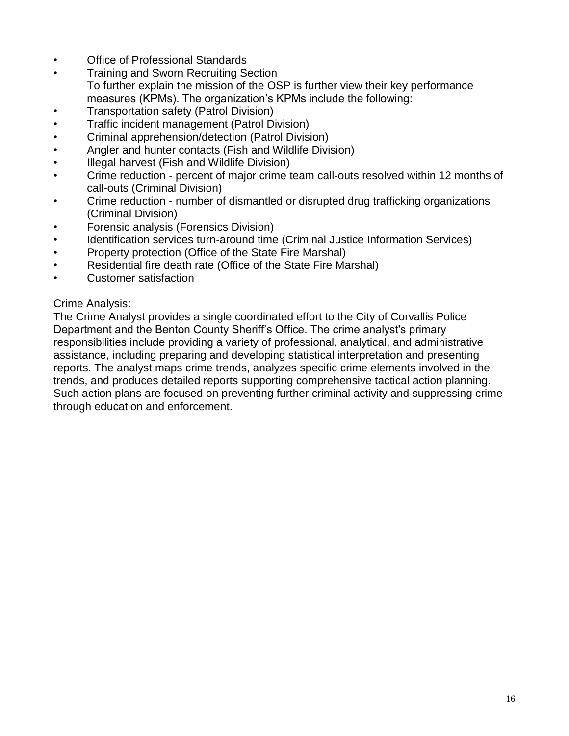- Office of Professional Standards
- Training and Sworn Recruiting Section

  To further explain the mission of the OSP is further view their key performance measures (KPMs). The organization's KPMs include the following:
- Transportation safety (Patrol Division)
- Traffic incident management (Patrol Division)
- Criminal apprehension/detection (Patrol Division)
- Angler and hunter contacts (Fish and Wildlife Division)
- Illegal harvest (Fish and Wildlife Division)
- Crime reduction - percent of major crime team call-outs resolved within 12 months of call-outs (Criminal Division)
- Crime reduction - number of dismantled or disrupted drug trafficking organizations (Criminal Division)
- Forensic analysis (Forensics Division)
- Identification services turn-around time (Criminal Justice Information Services)
- Property protection (Office of the State Fire Marshal)
- Residential fire death rate (Office of the State Fire Marshal)
- Customer satisfaction

Crime Analysis:

The Crime Analyst provides a single coordinated effort to the City of Corvallis Police Department and the Benton County Sheriff's Office. The crime analyst's primary responsibilities include providing a variety of professional, analytical, and administrative assistance, including preparing and developing statistical interpretation and presenting reports. The analyst maps crime trends, analyzes specific crime elements involved in the trends, and produces detailed reports supporting comprehensive tactical action planning. Such action plans are focused on preventing further criminal activity and suppressing crime through education and enforcement.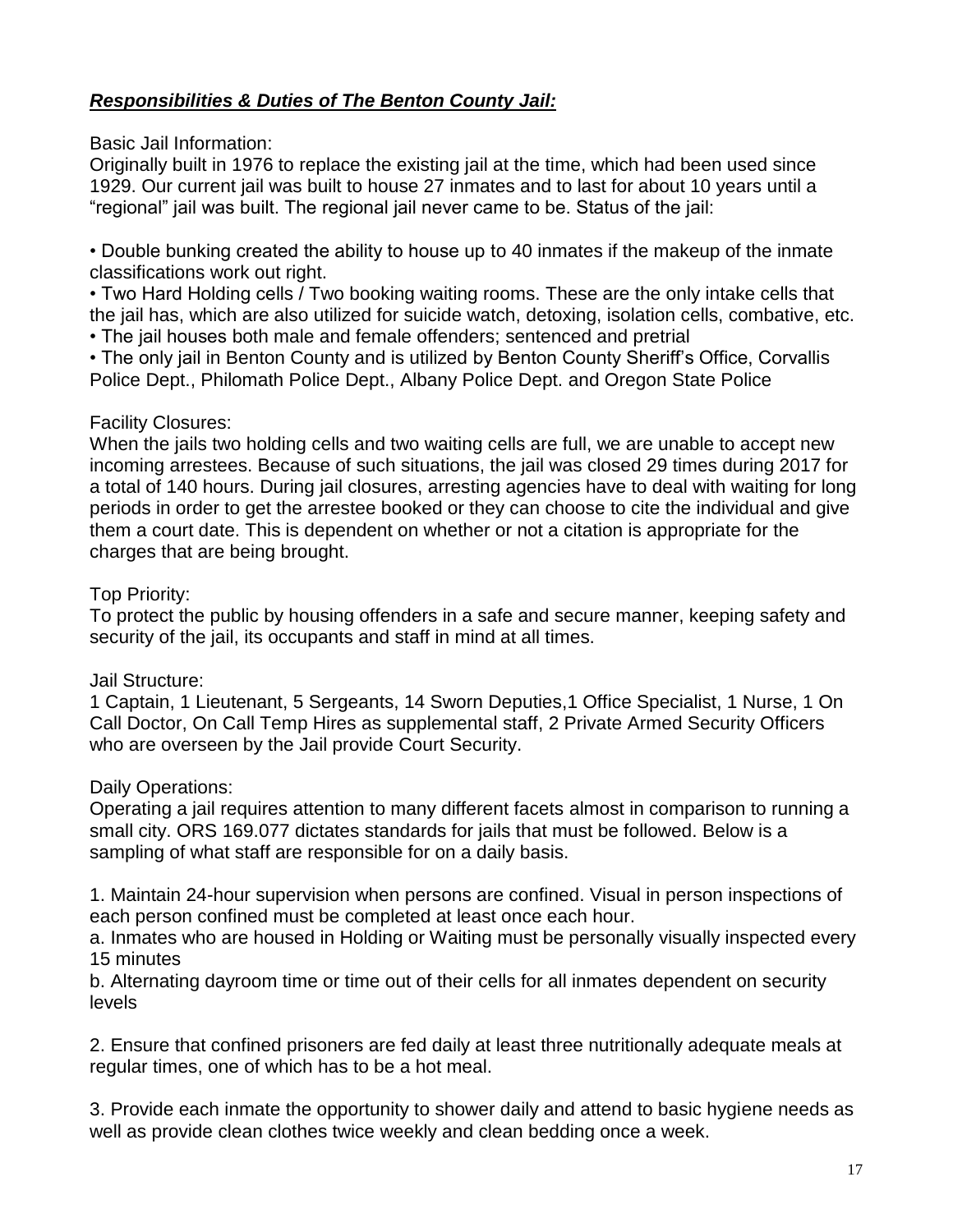## ***Responsibilities & Duties of The Benton County Jail:***

Basic Jail Information:
Originally built in 1976 to replace the existing jail at the time, which had been used since 1929. Our current jail was built to house 27 inmates and to last for about 10 years until a "regional" jail was built. The regional jail never came to be. Status of the jail:

- Double bunking created the ability to house up to 40 inmates if the makeup of the inmate classifications work out right.
- Two Hard Holding cells / Two booking waiting rooms. These are the only intake cells that the jail has, which are also utilized for suicide watch, detoxing, isolation cells, combative, etc.
- The jail houses both male and female offenders; sentenced and pretrial
- The only jail in Benton County and is utilized by Benton County Sheriff's Office, Corvallis Police Dept., Philomath Police Dept., Albany Police Dept. and Oregon State Police

Facility Closures:
When the jails two holding cells and two waiting cells are full, we are unable to accept new incoming arrestees. Because of such situations, the jail was closed 29 times during 2017 for a total of 140 hours. During jail closures, arresting agencies have to deal with waiting for long periods in order to get the arrestee booked or they can choose to cite the individual and give them a court date. This is dependent on whether or not a citation is appropriate for the charges that are being brought.

Top Priority:
To protect the public by housing offenders in a safe and secure manner, keeping safety and security of the jail, its occupants and staff in mind at all times.

Jail Structure:
1 Captain, 1 Lieutenant, 5 Sergeants, 14 Sworn Deputies,1 Office Specialist, 1 Nurse, 1 On Call Doctor, On Call Temp Hires as supplemental staff, 2 Private Armed Security Officers who are overseen by the Jail provide Court Security.

Daily Operations:
Operating a jail requires attention to many different facets almost in comparison to running a small city. ORS 169.077 dictates standards for jails that must be followed. Below is a sampling of what staff are responsible for on a daily basis.

1. Maintain 24-hour supervision when persons are confined. Visual in person inspections of each person confined must be completed at least once each hour.
   a. Inmates who are housed in Holding or Waiting must be personally visually inspected every 15 minutes
   b. Alternating dayroom time or time out of their cells for all inmates dependent on security levels

2. Ensure that confined prisoners are fed daily at least three nutritionally adequate meals at regular times, one of which has to be a hot meal.

3. Provide each inmate the opportunity to shower daily and attend to basic hygiene needs as well as provide clean clothes twice weekly and clean bedding once a week.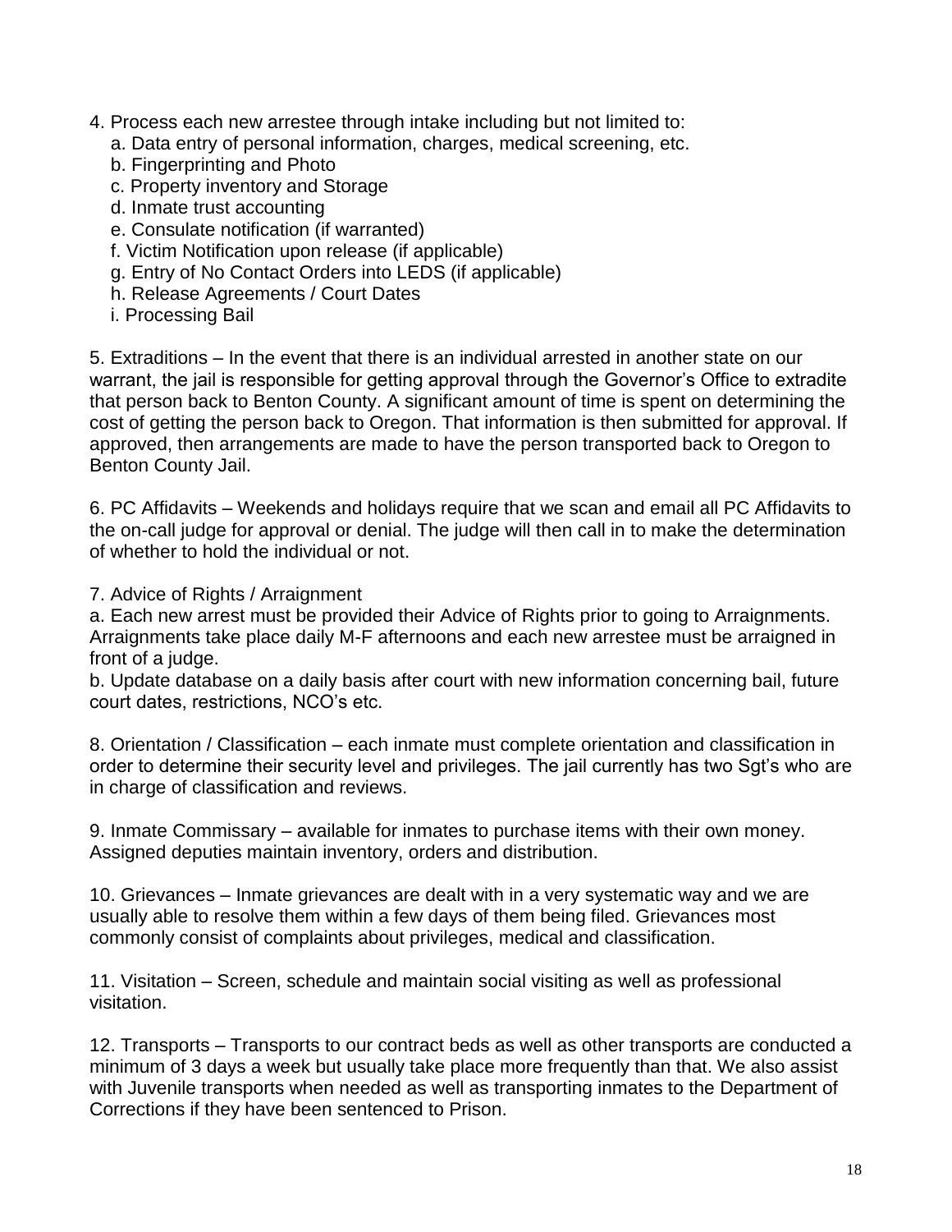4. Process each new arrestee through intake including but not limited to:
   a. Data entry of personal information, charges, medical screening, etc.
   b. Fingerprinting and Photo
   c. Property inventory and Storage
   d. Inmate trust accounting
   e. Consulate notification (if warranted)
   f. Victim Notification upon release (if applicable)
   g. Entry of No Contact Orders into LEDS (if applicable)
   h. Release Agreements / Court Dates
   i. Processing Bail

5. Extraditions – In the event that there is an individual arrested in another state on our warrant, the jail is responsible for getting approval through the Governor's Office to extradite that person back to Benton County. A significant amount of time is spent on determining the cost of getting the person back to Oregon. That information is then submitted for approval. If approved, then arrangements are made to have the person transported back to Oregon to Benton County Jail.

6. PC Affidavits – Weekends and holidays require that we scan and email all PC Affidavits to the on-call judge for approval or denial. The judge will then call in to make the determination of whether to hold the individual or not.

7. Advice of Rights / Arraignment

a. Each new arrest must be provided their Advice of Rights prior to going to Arraignments. Arraignments take place daily M-F afternoons and each new arrestee must be arraigned in front of a judge.

b. Update database on a daily basis after court with new information concerning bail, future court dates, restrictions, NCO's etc.

8. Orientation / Classification – each inmate must complete orientation and classification in order to determine their security level and privileges. The jail currently has two Sgt's who are in charge of classification and reviews.

9. Inmate Commissary – available for inmates to purchase items with their own money. Assigned deputies maintain inventory, orders and distribution.

10. Grievances – Inmate grievances are dealt with in a very systematic way and we are usually able to resolve them within a few days of them being filed. Grievances most commonly consist of complaints about privileges, medical and classification.

11. Visitation – Screen, schedule and maintain social visiting as well as professional visitation.

12. Transports – Transports to our contract beds as well as other transports are conducted a minimum of 3 days a week but usually take place more frequently than that. We also assist with Juvenile transports when needed as well as transporting inmates to the Department of Corrections if they have been sentenced to Prison.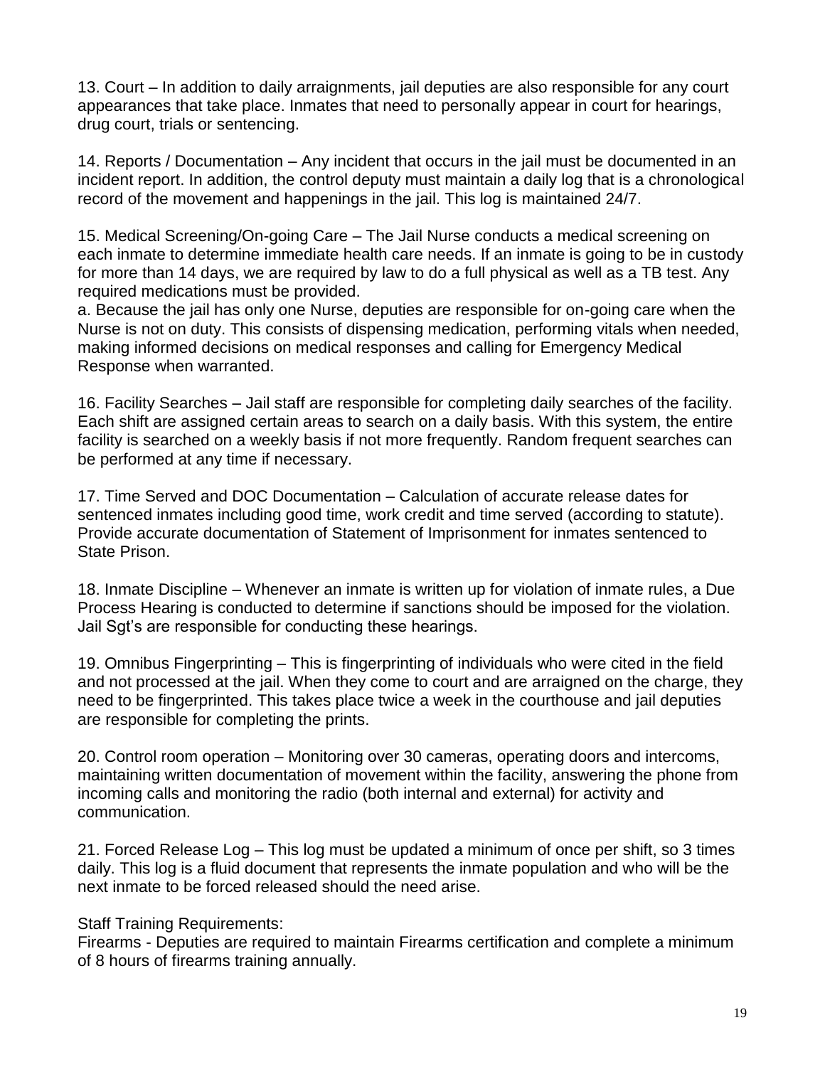13. Court – In addition to daily arraignments, jail deputies are also responsible for any court appearances that take place. Inmates that need to personally appear in court for hearings, drug court, trials or sentencing.

14. Reports / Documentation – Any incident that occurs in the jail must be documented in an incident report. In addition, the control deputy must maintain a daily log that is a chronological record of the movement and happenings in the jail. This log is maintained 24/7.

15. Medical Screening/On-going Care – The Jail Nurse conducts a medical screening on each inmate to determine immediate health care needs. If an inmate is going to be in custody for more than 14 days, we are required by law to do a full physical as well as a TB test. Any required medications must be provided.

a. Because the jail has only one Nurse, deputies are responsible for on-going care when the Nurse is not on duty. This consists of dispensing medication, performing vitals when needed, making informed decisions on medical responses and calling for Emergency Medical Response when warranted.

16. Facility Searches – Jail staff are responsible for completing daily searches of the facility. Each shift are assigned certain areas to search on a daily basis. With this system, the entire facility is searched on a weekly basis if not more frequently. Random frequent searches can be performed at any time if necessary.

17. Time Served and DOC Documentation – Calculation of accurate release dates for sentenced inmates including good time, work credit and time served (according to statute). Provide accurate documentation of Statement of Imprisonment for inmates sentenced to State Prison.

18. Inmate Discipline – Whenever an inmate is written up for violation of inmate rules, a Due Process Hearing is conducted to determine if sanctions should be imposed for the violation. Jail Sgt's are responsible for conducting these hearings.

19. Omnibus Fingerprinting – This is fingerprinting of individuals who were cited in the field and not processed at the jail. When they come to court and are arraigned on the charge, they need to be fingerprinted. This takes place twice a week in the courthouse and jail deputies are responsible for completing the prints.

20. Control room operation – Monitoring over 30 cameras, operating doors and intercoms, maintaining written documentation of movement within the facility, answering the phone from incoming calls and monitoring the radio (both internal and external) for activity and communication.

21. Forced Release Log – This log must be updated a minimum of once per shift, so 3 times daily. This log is a fluid document that represents the inmate population and who will be the next inmate to be forced released should the need arise.

Staff Training Requirements:

Firearms - Deputies are required to maintain Firearms certification and complete a minimum of 8 hours of firearms training annually.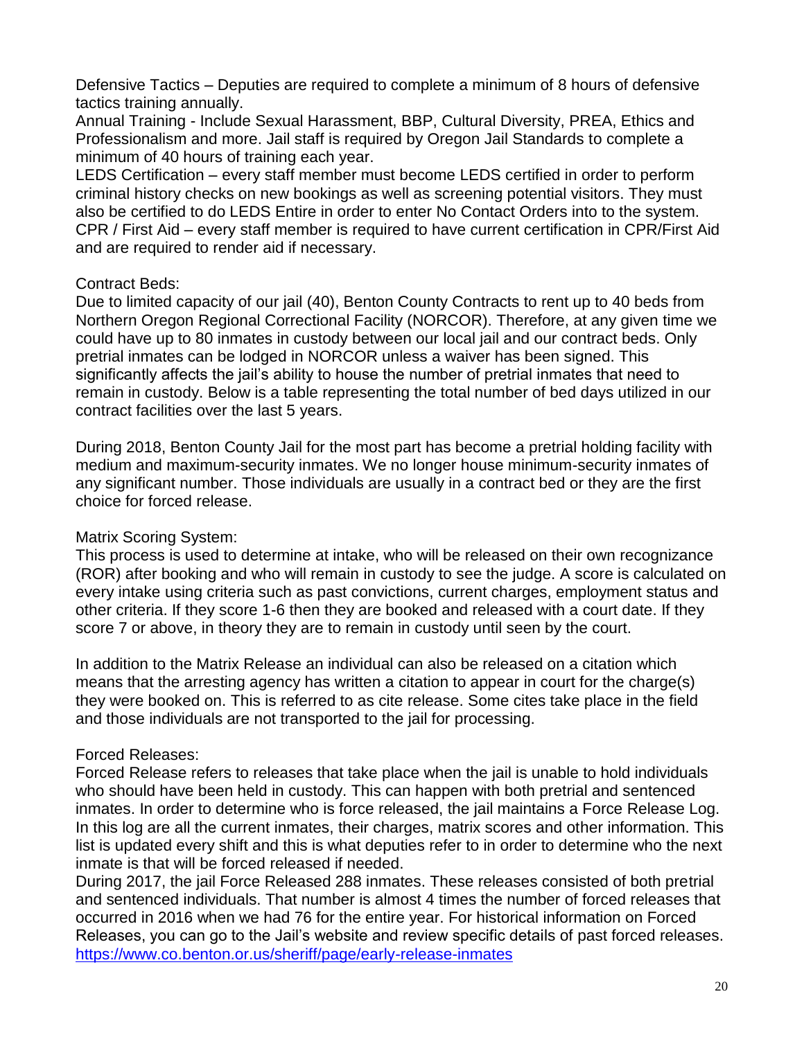Defensive Tactics – Deputies are required to complete a minimum of 8 hours of defensive tactics training annually.

Annual Training - Include Sexual Harassment, BBP, Cultural Diversity, PREA, Ethics and Professionalism and more. Jail staff is required by Oregon Jail Standards to complete a minimum of 40 hours of training each year.

LEDS Certification – every staff member must become LEDS certified in order to perform criminal history checks on new bookings as well as screening potential visitors. They must also be certified to do LEDS Entire in order to enter No Contact Orders into to the system.

CPR / First Aid – every staff member is required to have current certification in CPR/First Aid and are required to render aid if necessary.

Contract Beds:

Due to limited capacity of our jail (40), Benton County Contracts to rent up to 40 beds from Northern Oregon Regional Correctional Facility (NORCOR). Therefore, at any given time we could have up to 80 inmates in custody between our local jail and our contract beds. Only pretrial inmates can be lodged in NORCOR unless a waiver has been signed. This significantly affects the jail's ability to house the number of pretrial inmates that need to remain in custody. Below is a table representing the total number of bed days utilized in our contract facilities over the last 5 years.

During 2018, Benton County Jail for the most part has become a pretrial holding facility with medium and maximum-security inmates. We no longer house minimum-security inmates of any significant number. Those individuals are usually in a contract bed or they are the first choice for forced release.

Matrix Scoring System:

This process is used to determine at intake, who will be released on their own recognizance (ROR) after booking and who will remain in custody to see the judge. A score is calculated on every intake using criteria such as past convictions, current charges, employment status and other criteria. If they score 1-6 then they are booked and released with a court date. If they score 7 or above, in theory they are to remain in custody until seen by the court.

In addition to the Matrix Release an individual can also be released on a citation which means that the arresting agency has written a citation to appear in court for the charge(s) they were booked on. This is referred to as cite release. Some cites take place in the field and those individuals are not transported to the jail for processing.

Forced Releases:

Forced Release refers to releases that take place when the jail is unable to hold individuals who should have been held in custody. This can happen with both pretrial and sentenced inmates. In order to determine who is force released, the jail maintains a Force Release Log. In this log are all the current inmates, their charges, matrix scores and other information. This list is updated every shift and this is what deputies refer to in order to determine who the next inmate is that will be forced released if needed.

During 2017, the jail Force Released 288 inmates. These releases consisted of both pretrial and sentenced individuals. That number is almost 4 times the number of forced releases that occurred in 2016 when we had 76 for the entire year. For historical information on Forced Releases, you can go to the Jail's website and review specific details of past forced releases. https://www.co.benton.or.us/sheriff/page/early-release-inmates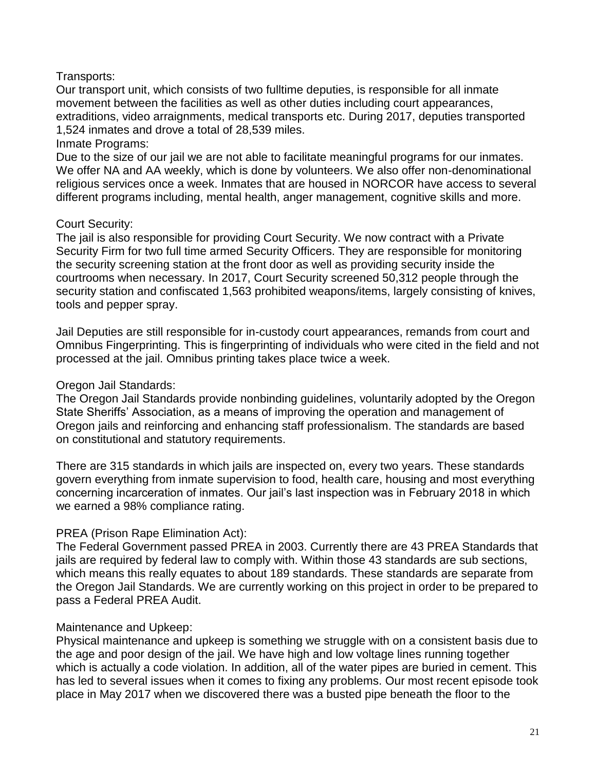Transports:

Our transport unit, which consists of two fulltime deputies, is responsible for all inmate movement between the facilities as well as other duties including court appearances, extraditions, video arraignments, medical transports etc. During 2017, deputies transported 1,524 inmates and drove a total of 28,539 miles.

Inmate Programs:

Due to the size of our jail we are not able to facilitate meaningful programs for our inmates. We offer NA and AA weekly, which is done by volunteers. We also offer non-denominational religious services once a week. Inmates that are housed in NORCOR have access to several different programs including, mental health, anger management, cognitive skills and more.

Court Security:

The jail is also responsible for providing Court Security. We now contract with a Private Security Firm for two full time armed Security Officers. They are responsible for monitoring the security screening station at the front door as well as providing security inside the courtrooms when necessary. In 2017, Court Security screened 50,312 people through the security station and confiscated 1,563 prohibited weapons/items, largely consisting of knives, tools and pepper spray.

Jail Deputies are still responsible for in-custody court appearances, remands from court and Omnibus Fingerprinting. This is fingerprinting of individuals who were cited in the field and not processed at the jail. Omnibus printing takes place twice a week.

Oregon Jail Standards:

The Oregon Jail Standards provide nonbinding guidelines, voluntarily adopted by the Oregon State Sheriffs' Association, as a means of improving the operation and management of Oregon jails and reinforcing and enhancing staff professionalism. The standards are based on constitutional and statutory requirements.

There are 315 standards in which jails are inspected on, every two years. These standards govern everything from inmate supervision to food, health care, housing and most everything concerning incarceration of inmates. Our jail's last inspection was in February 2018 in which we earned a 98% compliance rating.

PREA (Prison Rape Elimination Act):

The Federal Government passed PREA in 2003. Currently there are 43 PREA Standards that jails are required by federal law to comply with. Within those 43 standards are sub sections, which means this really equates to about 189 standards. These standards are separate from the Oregon Jail Standards. We are currently working on this project in order to be prepared to pass a Federal PREA Audit.

Maintenance and Upkeep:

Physical maintenance and upkeep is something we struggle with on a consistent basis due to the age and poor design of the jail. We have high and low voltage lines running together which is actually a code violation. In addition, all of the water pipes are buried in cement. This has led to several issues when it comes to fixing any problems. Our most recent episode took place in May 2017 when we discovered there was a busted pipe beneath the floor to the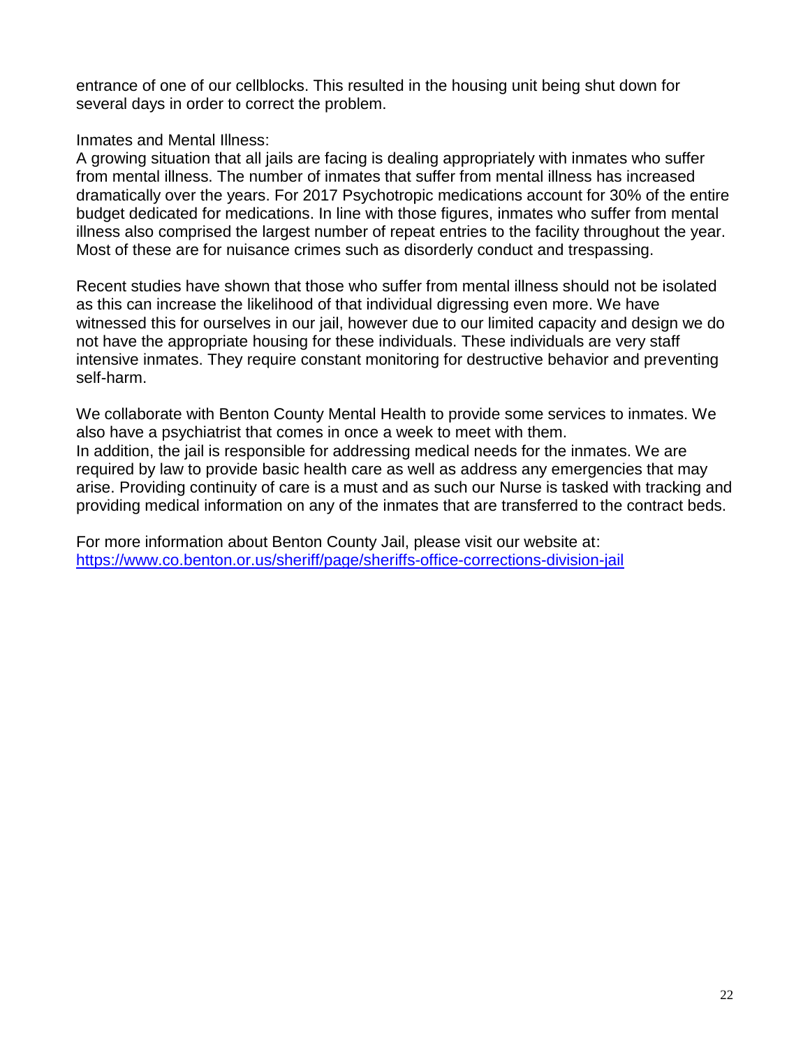entrance of one of our cellblocks. This resulted in the housing unit being shut down for several days in order to correct the problem.

Inmates and Mental Illness:
A growing situation that all jails are facing is dealing appropriately with inmates who suffer from mental illness. The number of inmates that suffer from mental illness has increased dramatically over the years. For 2017 Psychotropic medications account for 30% of the entire budget dedicated for medications. In line with those figures, inmates who suffer from mental illness also comprised the largest number of repeat entries to the facility throughout the year. Most of these are for nuisance crimes such as disorderly conduct and trespassing.

Recent studies have shown that those who suffer from mental illness should not be isolated as this can increase the likelihood of that individual digressing even more. We have witnessed this for ourselves in our jail, however due to our limited capacity and design we do not have the appropriate housing for these individuals. These individuals are very staff intensive inmates. They require constant monitoring for destructive behavior and preventing self-harm.

We collaborate with Benton County Mental Health to provide some services to inmates. We also have a psychiatrist that comes in once a week to meet with them.
In addition, the jail is responsible for addressing medical needs for the inmates. We are required by law to provide basic health care as well as address any emergencies that may arise. Providing continuity of care is a must and as such our Nurse is tasked with tracking and providing medical information on any of the inmates that are transferred to the contract beds.

For more information about Benton County Jail, please visit our website at:
[https://www.co.benton.or.us/sheriff/page/sheriffs-office-corrections-division-jail](https://www.co.benton.or.us/sheriff/page/sheriffs-office-corrections-division-jail)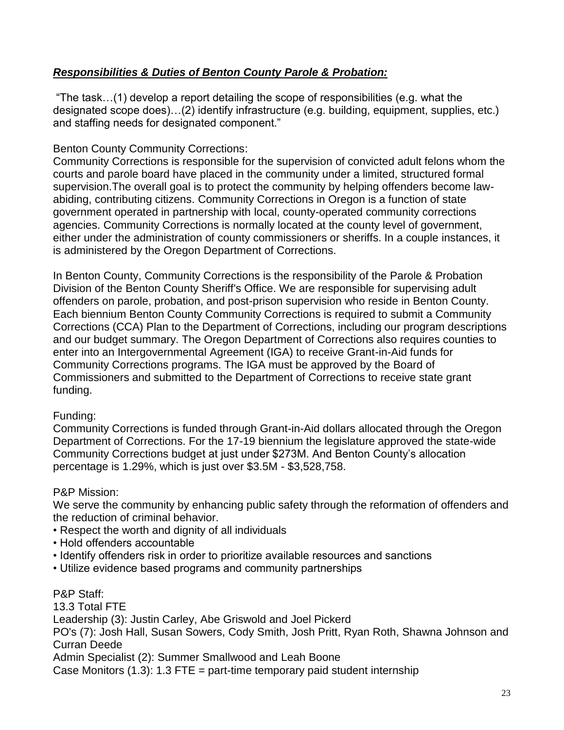## ***Responsibilities & Duties of Benton County Parole & Probation:***

"The task…(1) develop a report detailing the scope of responsibilities (e.g. what the designated scope does)…(2) identify infrastructure (e.g. building, equipment, supplies, etc.) and staffing needs for designated component."

Benton County Community Corrections:
Community Corrections is responsible for the supervision of convicted adult felons whom the courts and parole board have placed in the community under a limited, structured formal supervision.The overall goal is to protect the community by helping offenders become law-abiding, contributing citizens. Community Corrections in Oregon is a function of state government operated in partnership with local, county-operated community corrections agencies. Community Corrections is normally located at the county level of government, either under the administration of county commissioners or sheriffs. In a couple instances, it is administered by the Oregon Department of Corrections.

In Benton County, Community Corrections is the responsibility of the Parole & Probation Division of the Benton County Sheriff's Office. We are responsible for supervising adult offenders on parole, probation, and post-prison supervision who reside in Benton County. Each biennium Benton County Community Corrections is required to submit a Community Corrections (CCA) Plan to the Department of Corrections, including our program descriptions and our budget summary. The Oregon Department of Corrections also requires counties to enter into an Intergovernmental Agreement (IGA) to receive Grant-in-Aid funds for Community Corrections programs. The IGA must be approved by the Board of Commissioners and submitted to the Department of Corrections to receive state grant funding.

Funding:
Community Corrections is funded through Grant-in-Aid dollars allocated through the Oregon Department of Corrections. For the 17-19 biennium the legislature approved the state-wide Community Corrections budget at just under $273M. And Benton County's allocation percentage is 1.29%, which is just over $3.5M - $3,528,758.

P&P Mission:
We serve the community by enhancing public safety through the reformation of offenders and the reduction of criminal behavior.

- Respect the worth and dignity of all individuals
- Hold offenders accountable
- Identify offenders risk in order to prioritize available resources and sanctions
- Utilize evidence based programs and community partnerships

P&P Staff:
13.3 Total FTE
Leadership (3): Justin Carley, Abe Griswold and Joel Pickerd
PO's (7): Josh Hall, Susan Sowers, Cody Smith, Josh Pritt, Ryan Roth, Shawna Johnson and Curran Deede
Admin Specialist (2): Summer Smallwood and Leah Boone
Case Monitors (1.3): 1.3 FTE = part-time temporary paid student internship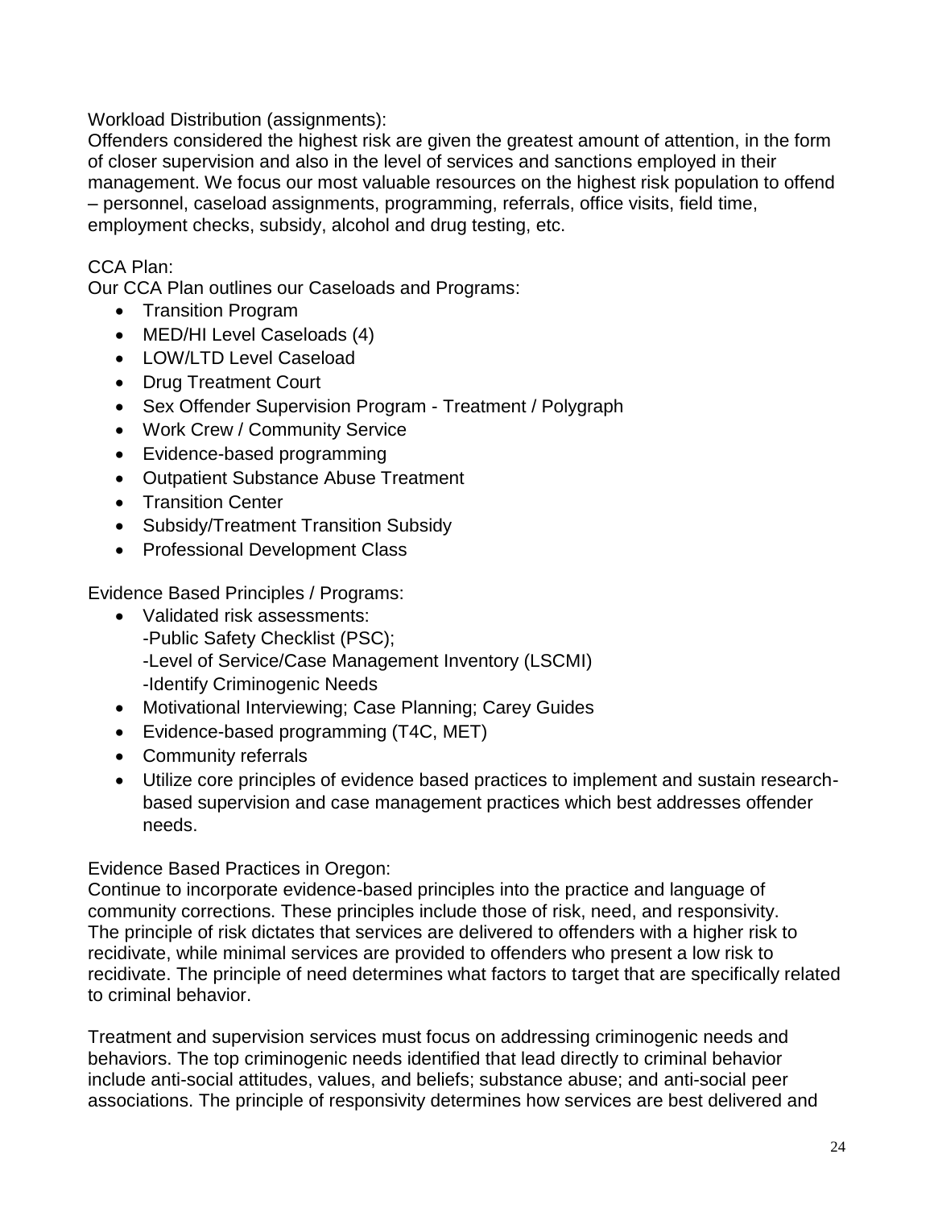Workload Distribution (assignments):

Offenders considered the highest risk are given the greatest amount of attention, in the form of closer supervision and also in the level of services and sanctions employed in their management. We focus our most valuable resources on the highest risk population to offend – personnel, caseload assignments, programming, referrals, office visits, field time, employment checks, subsidy, alcohol and drug testing, etc.

CCA Plan:

Our CCA Plan outlines our Caseloads and Programs:

- Transition Program
- MED/HI Level Caseloads (4)
- LOW/LTD Level Caseload
- Drug Treatment Court
- Sex Offender Supervision Program - Treatment / Polygraph
- Work Crew / Community Service
- Evidence-based programming
- Outpatient Substance Abuse Treatment
- Transition Center
- Subsidy/Treatment Transition Subsidy
- Professional Development Class

Evidence Based Principles / Programs:

- Validated risk assessments:
  -Public Safety Checklist (PSC);
  -Level of Service/Case Management Inventory (LSCMI)
  -Identify Criminogenic Needs
- Motivational Interviewing; Case Planning; Carey Guides
- Evidence-based programming (T4C, MET)
- Community referrals
- Utilize core principles of evidence based practices to implement and sustain research-based supervision and case management practices which best addresses offender needs.

Evidence Based Practices in Oregon:

Continue to incorporate evidence-based principles into the practice and language of community corrections. These principles include those of risk, need, and responsivity. The principle of risk dictates that services are delivered to offenders with a higher risk to recidivate, while minimal services are provided to offenders who present a low risk to recidivate. The principle of need determines what factors to target that are specifically related to criminal behavior.

Treatment and supervision services must focus on addressing criminogenic needs and behaviors. The top criminogenic needs identified that lead directly to criminal behavior include anti-social attitudes, values, and beliefs; substance abuse; and anti-social peer associations. The principle of responsivity determines how services are best delivered and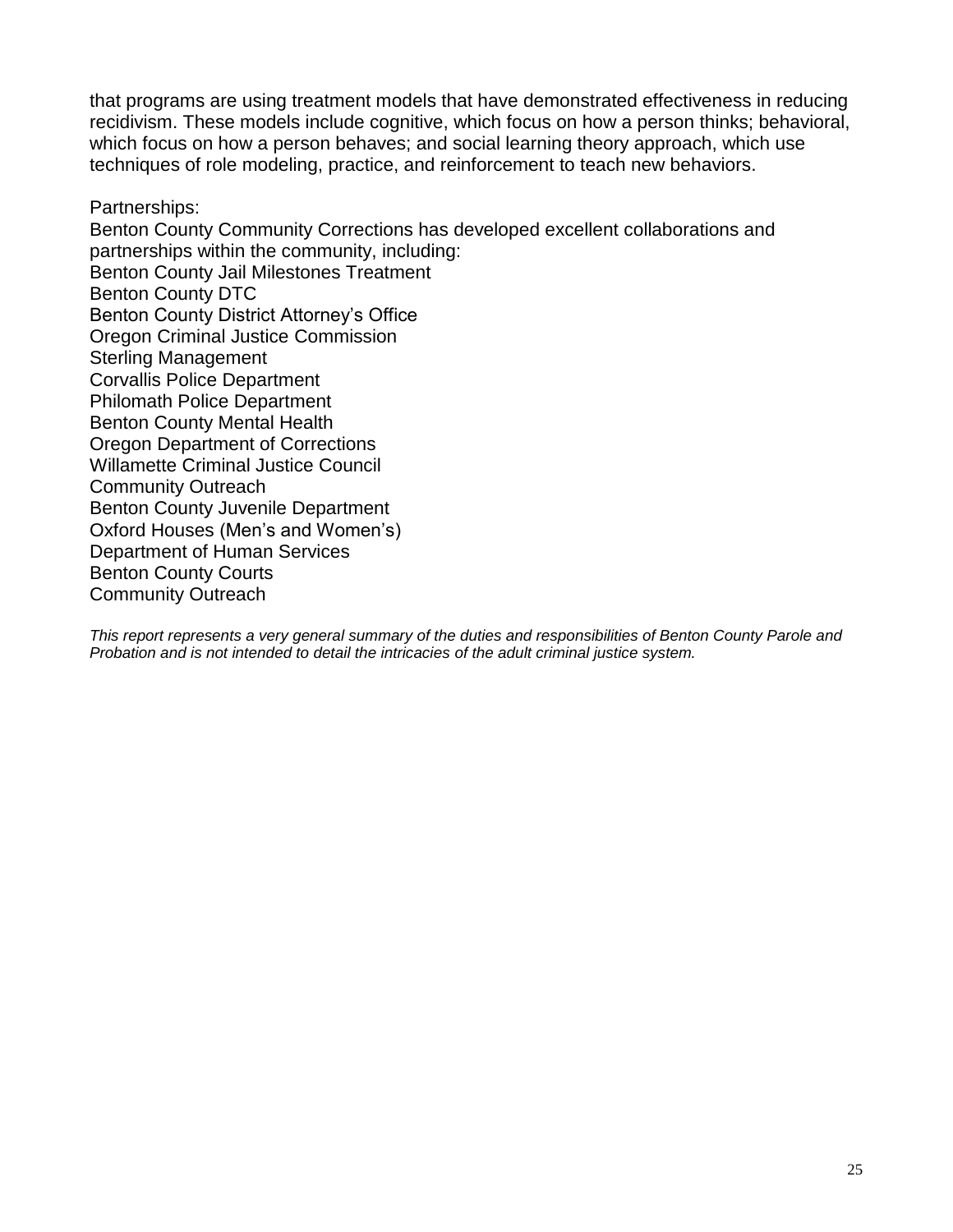that programs are using treatment models that have demonstrated effectiveness in reducing recidivism. These models include cognitive, which focus on how a person thinks; behavioral, which focus on how a person behaves; and social learning theory approach, which use techniques of role modeling, practice, and reinforcement to teach new behaviors.

Partnerships:

Benton County Community Corrections has developed excellent collaborations and partnerships within the community, including:

Benton County Jail Milestones Treatment  
Benton County DTC  
Benton County District Attorney's Office  
Oregon Criminal Justice Commission  
Sterling Management  
Corvallis Police Department  
Philomath Police Department  
Benton County Mental Health  
Oregon Department of Corrections  
Willamette Criminal Justice Council  
Community Outreach  
Benton County Juvenile Department  
Oxford Houses (Men's and Women's)  
Department of Human Services  
Benton County Courts  
Community Outreach

*This report represents a very general summary of the duties and responsibilities of Benton County Parole and Probation and is not intended to detail the intricacies of the adult criminal justice system.*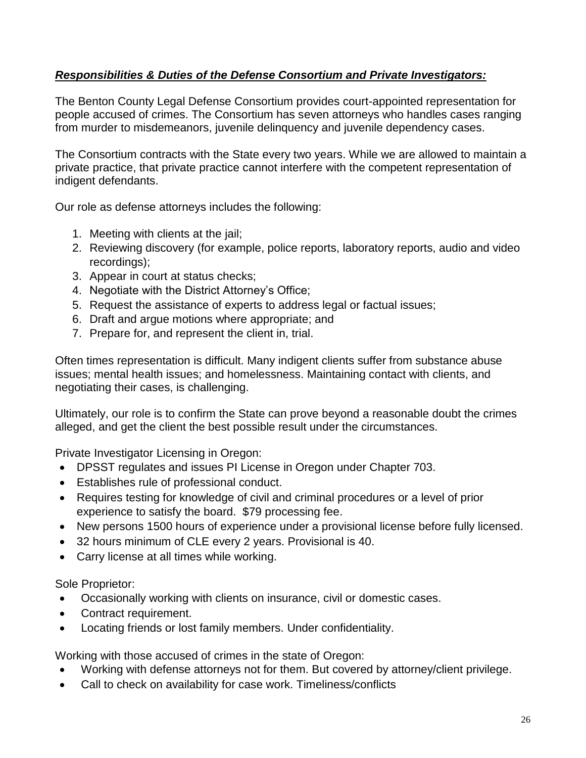***<u>Responsibilities & Duties of the Defense Consortium and Private Investigators:</u>***

The Benton County Legal Defense Consortium provides court-appointed representation for people accused of crimes. The Consortium has seven attorneys who handles cases ranging from murder to misdemeanors, juvenile delinquency and juvenile dependency cases.

The Consortium contracts with the State every two years. While we are allowed to maintain a private practice, that private practice cannot interfere with the competent representation of indigent defendants.

Our role as defense attorneys includes the following:

1. Meeting with clients at the jail;
2. Reviewing discovery (for example, police reports, laboratory reports, audio and video recordings);
3. Appear in court at status checks;
4. Negotiate with the District Attorney's Office;
5. Request the assistance of experts to address legal or factual issues;
6. Draft and argue motions where appropriate; and
7. Prepare for, and represent the client in, trial.

Often times representation is difficult. Many indigent clients suffer from substance abuse issues; mental health issues; and homelessness. Maintaining contact with clients, and negotiating their cases, is challenging.

Ultimately, our role is to confirm the State can prove beyond a reasonable doubt the crimes alleged, and get the client the best possible result under the circumstances.

Private Investigator Licensing in Oregon:

- DPSST regulates and issues PI License in Oregon under Chapter 703.
- Establishes rule of professional conduct.
- Requires testing for knowledge of civil and criminal procedures or a level of prior experience to satisfy the board. $79 processing fee.
- New persons 1500 hours of experience under a provisional license before fully licensed.
- 32 hours minimum of CLE every 2 years. Provisional is 40.
- Carry license at all times while working.

Sole Proprietor:

- Occasionally working with clients on insurance, civil or domestic cases.
- Contract requirement.
- Locating friends or lost family members. Under confidentiality.

Working with those accused of crimes in the state of Oregon:

- Working with defense attorneys not for them. But covered by attorney/client privilege.
- Call to check on availability for case work. Timeliness/conflicts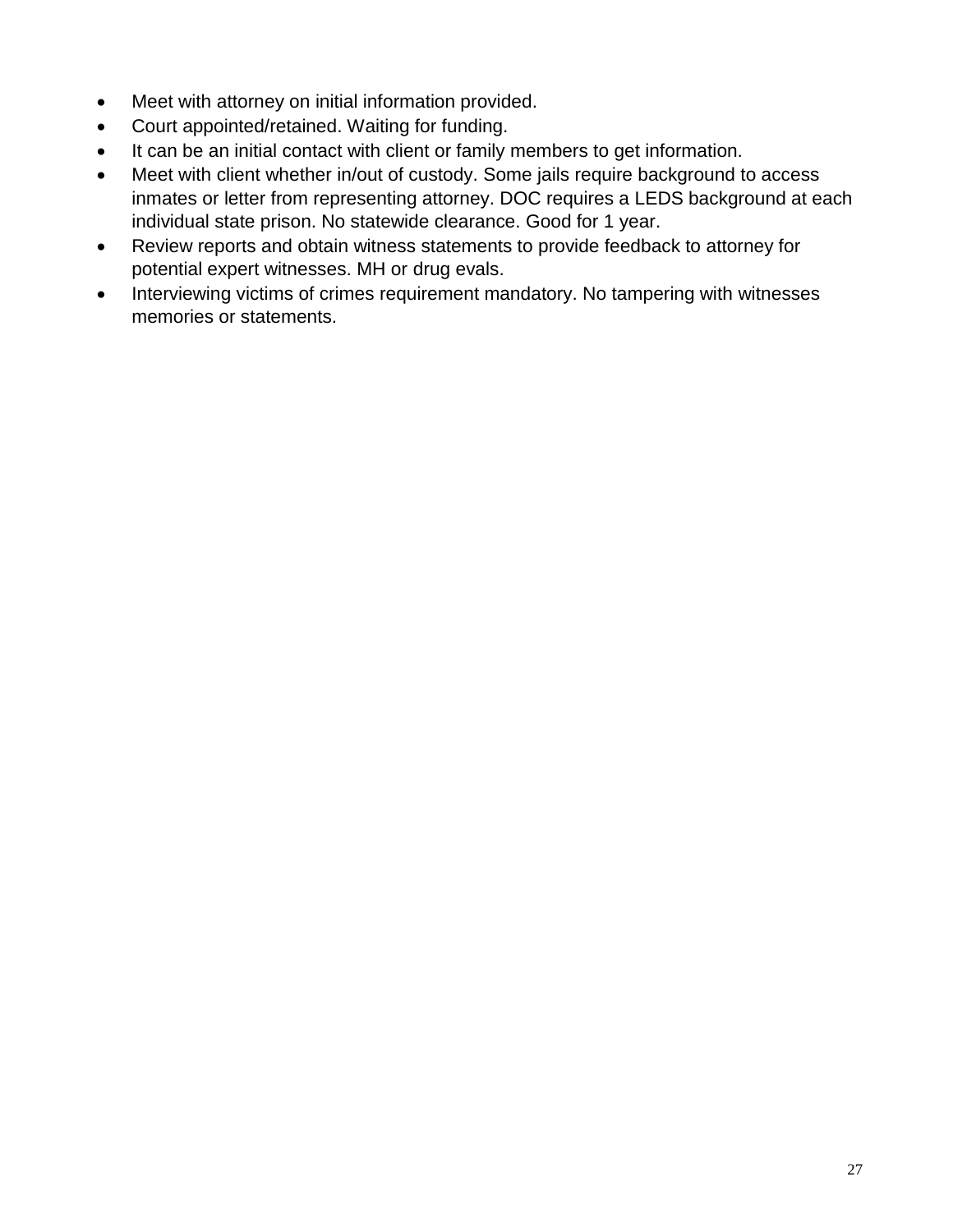- Meet with attorney on initial information provided.
- Court appointed/retained. Waiting for funding.
- It can be an initial contact with client or family members to get information.
- Meet with client whether in/out of custody. Some jails require background to access inmates or letter from representing attorney. DOC requires a LEDS background at each individual state prison. No statewide clearance. Good for 1 year.
- Review reports and obtain witness statements to provide feedback to attorney for potential expert witnesses. MH or drug evals.
- Interviewing victims of crimes requirement mandatory. No tampering with witnesses memories or statements.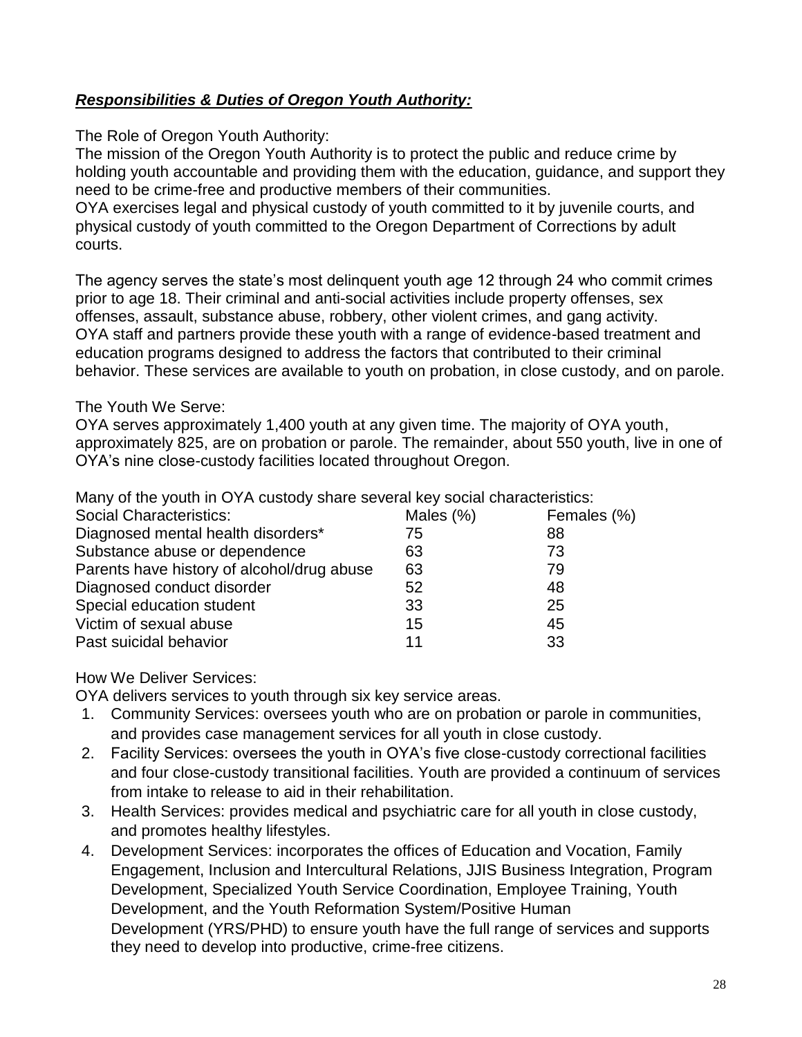## ***Responsibilities & Duties of Oregon Youth Authority:***

The Role of Oregon Youth Authority:
The mission of the Oregon Youth Authority is to protect the public and reduce crime by holding youth accountable and providing them with the education, guidance, and support they need to be crime-free and productive members of their communities.
OYA exercises legal and physical custody of youth committed to it by juvenile courts, and physical custody of youth committed to the Oregon Department of Corrections by adult courts.

The agency serves the state's most delinquent youth age 12 through 24 who commit crimes prior to age 18. Their criminal and anti-social activities include property offenses, sex offenses, assault, substance abuse, robbery, other violent crimes, and gang activity.
OYA staff and partners provide these youth with a range of evidence-based treatment and education programs designed to address the factors that contributed to their criminal behavior. These services are available to youth on probation, in close custody, and on parole.

The Youth We Serve:
OYA serves approximately 1,400 youth at any given time. The majority of OYA youth, approximately 825, are on probation or parole. The remainder, about 550 youth, live in one of OYA's nine close-custody facilities located throughout Oregon.

Many of the youth in OYA custody share several key social characteristics:

| Social Characteristics: | Males (%) | Females (%) |
|---|---|---|
| Diagnosed mental health disorders* | 75 | 88 |
| Substance abuse or dependence | 63 | 73 |
| Parents have history of alcohol/drug abuse | 63 | 79 |
| Diagnosed conduct disorder | 52 | 48 |
| Special education student | 33 | 25 |
| Victim of sexual abuse | 15 | 45 |
| Past suicidal behavior | 11 | 33 |

How We Deliver Services:
OYA delivers services to youth through six key service areas.

1. Community Services: oversees youth who are on probation or parole in communities, and provides case management services for all youth in close custody.
2. Facility Services: oversees the youth in OYA's five close-custody correctional facilities and four close-custody transitional facilities. Youth are provided a continuum of services from intake to release to aid in their rehabilitation.
3. Health Services: provides medical and psychiatric care for all youth in close custody, and promotes healthy lifestyles.
4. Development Services: incorporates the offices of Education and Vocation, Family Engagement, Inclusion and Intercultural Relations, JJIS Business Integration, Program Development, Specialized Youth Service Coordination, Employee Training, Youth Development, and the Youth Reformation System/Positive Human Development (YRS/PHD) to ensure youth have the full range of services and supports they need to develop into productive, crime-free citizens.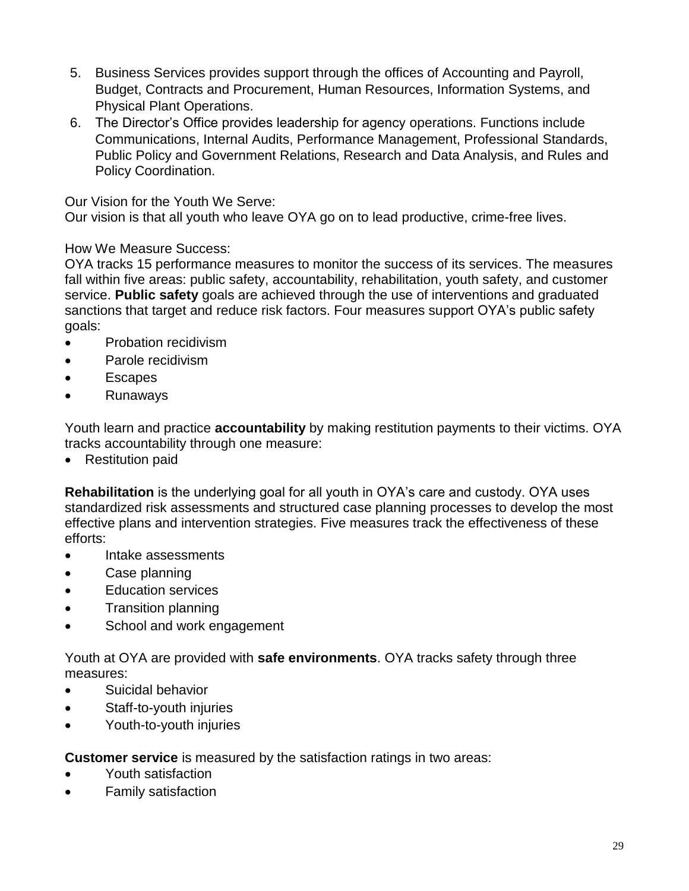5. Business Services provides support through the offices of Accounting and Payroll, Budget, Contracts and Procurement, Human Resources, Information Systems, and Physical Plant Operations.
6. The Director's Office provides leadership for agency operations. Functions include Communications, Internal Audits, Performance Management, Professional Standards, Public Policy and Government Relations, Research and Data Analysis, and Rules and Policy Coordination.

Our Vision for the Youth We Serve:
Our vision is that all youth who leave OYA go on to lead productive, crime-free lives.

How We Measure Success:
OYA tracks 15 performance measures to monitor the success of its services. The measures fall within five areas: public safety, accountability, rehabilitation, youth safety, and customer service. **Public safety** goals are achieved through the use of interventions and graduated sanctions that target and reduce risk factors. Four measures support OYA's public safety goals:

- Probation recidivism
- Parole recidivism
- Escapes
- Runaways

Youth learn and practice **accountability** by making restitution payments to their victims. OYA tracks accountability through one measure:

- Restitution paid

**Rehabilitation** is the underlying goal for all youth in OYA's care and custody. OYA uses standardized risk assessments and structured case planning processes to develop the most effective plans and intervention strategies. Five measures track the effectiveness of these efforts:

- Intake assessments
- Case planning
- Education services
- Transition planning
- School and work engagement

Youth at OYA are provided with **safe environments**. OYA tracks safety through three measures:

- Suicidal behavior
- Staff-to-youth injuries
- Youth-to-youth injuries

**Customer service** is measured by the satisfaction ratings in two areas:

- Youth satisfaction
- Family satisfaction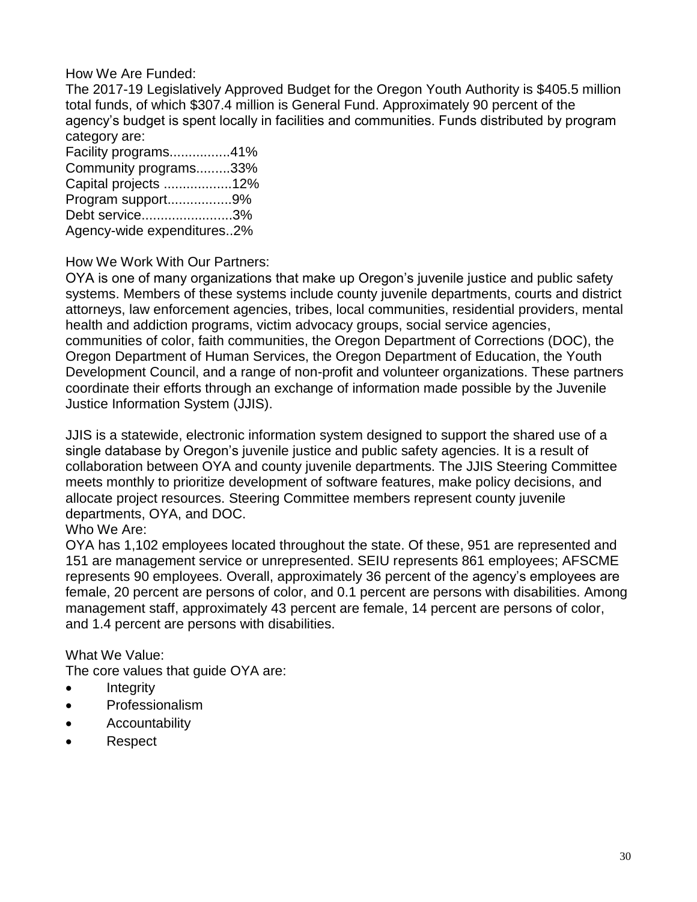How We Are Funded:

The 2017-19 Legislatively Approved Budget for the Oregon Youth Authority is $405.5 million total funds, of which $307.4 million is General Fund. Approximately 90 percent of the agency's budget is spent locally in facilities and communities. Funds distributed by program category are:

Facility programs................41%
Community programs.........33%
Capital projects ..................12%
Program support.................9%
Debt service........................3%
Agency-wide expenditures..2%

How We Work With Our Partners:

OYA is one of many organizations that make up Oregon's juvenile justice and public safety systems. Members of these systems include county juvenile departments, courts and district attorneys, law enforcement agencies, tribes, local communities, residential providers, mental health and addiction programs, victim advocacy groups, social service agencies, communities of color, faith communities, the Oregon Department of Corrections (DOC), the Oregon Department of Human Services, the Oregon Department of Education, the Youth Development Council, and a range of non-profit and volunteer organizations. These partners coordinate their efforts through an exchange of information made possible by the Juvenile Justice Information System (JJIS).

JJIS is a statewide, electronic information system designed to support the shared use of a single database by Oregon's juvenile justice and public safety agencies. It is a result of collaboration between OYA and county juvenile departments. The JJIS Steering Committee meets monthly to prioritize development of software features, make policy decisions, and allocate project resources. Steering Committee members represent county juvenile departments, OYA, and DOC.

Who We Are:

OYA has 1,102 employees located throughout the state. Of these, 951 are represented and 151 are management service or unrepresented. SEIU represents 861 employees; AFSCME represents 90 employees. Overall, approximately 36 percent of the agency's employees are female, 20 percent are persons of color, and 0.1 percent are persons with disabilities. Among management staff, approximately 43 percent are female, 14 percent are persons of color, and 1.4 percent are persons with disabilities.

What We Value:

The core values that guide OYA are:

- Integrity
- Professionalism
- Accountability
- Respect